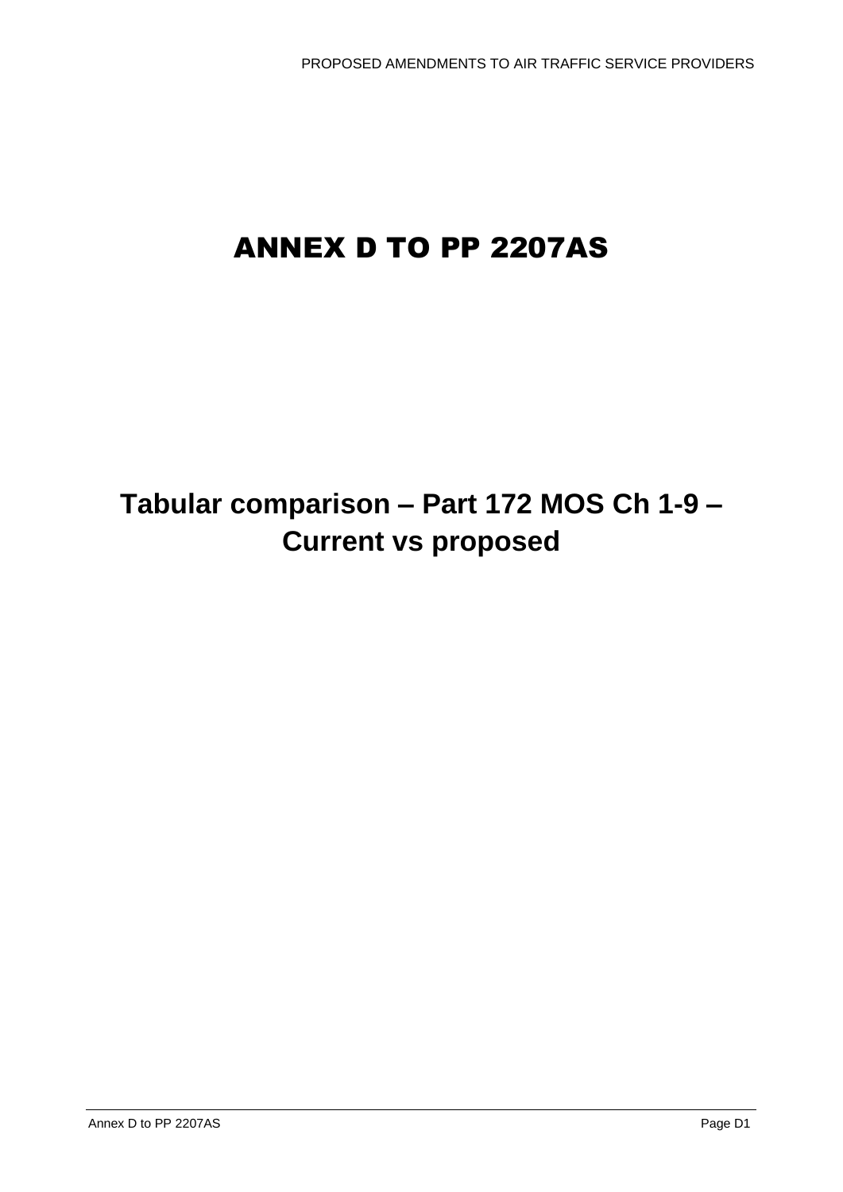# ANNEX D TO PP 2207AS

## Tabular comparison – Part 172 MOS Ch 1-9 – Current vs proposed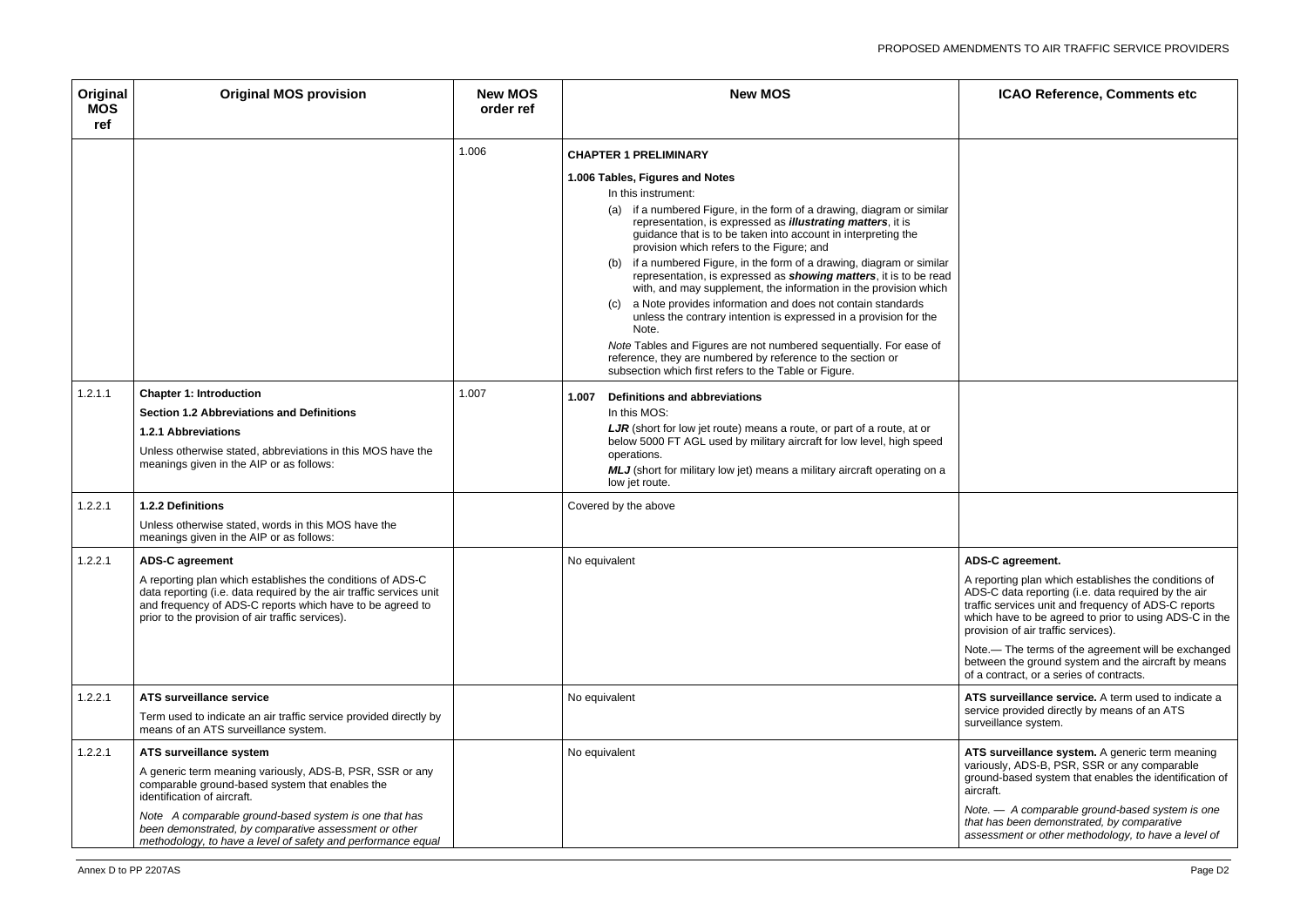| Original MOS ref | Original MOS provision | New MOS order ref | New MOS | ICAO Reference, Comments etc |
|---|---|---|---|---|
| | | 1.006 | **CHAPTER 1 PRELIMINARY**<br><br>**1.006 Tables, Figures and Notes**<br>In this instrument:<br>(a) if a numbered Figure, in the form of a drawing, diagram or similar representation, is expressed as ***illustrating matters***, it is guidance that is to be taken into account in interpreting the provision which refers to the Figure; and<br>(b) if a numbered Figure, in the form of a drawing, diagram or similar representation, is expressed as ***showing matters***, it is to be read with, and may supplement, the information in the provision which<br>(c) a Note provides information and does not contain standards unless the contrary intention is expressed in a provision for the Note.<br><br>*Note* Tables and Figures are not numbered sequentially. For ease of reference, they are numbered by reference to the section or subsection which first refers to the Table or Figure. | |
| 1.2.1.1 | **Chapter 1: Introduction**<br>**Section 1.2 Abbreviations and Definitions**<br>**1.2.1 Abbreviations**<br>Unless otherwise stated, abbreviations in this MOS have the meanings given in the AIP or as follows: | 1.007 | **1.007 Definitions and abbreviations**<br>In this MOS:<br>***LJR*** (short for low jet route) means a route, or part of a route, at or below 5000 FT AGL used by military aircraft for low level, high speed operations.<br>***MLJ*** (short for military low jet) means a military aircraft operating on a low jet route. | |
| 1.2.2.1 | **1.2.2 Definitions**<br>Unless otherwise stated, words in this MOS have the meanings given in the AIP or as follows: | | Covered by the above | |
| 1.2.2.1 | **ADS-C agreement**<br>A reporting plan which establishes the conditions of ADS-C data reporting (i.e. data required by the air traffic services unit and frequency of ADS-C reports which have to be agreed to prior to the provision of air traffic services). | | No equivalent | **ADS-C agreement.**<br>A reporting plan which establishes the conditions of ADS-C data reporting (i.e. data required by the air traffic services unit and frequency of ADS-C reports which have to be agreed to prior to using ADS-C in the provision of air traffic services).<br><br>Note.— The terms of the agreement will be exchanged between the ground system and the aircraft by means of a contract, or a series of contracts. |
| 1.2.2.1 | **ATS surveillance service**<br>Term used to indicate an air traffic service provided directly by means of an ATS surveillance system. | | No equivalent | **ATS surveillance service.** A term used to indicate a service provided directly by means of an ATS surveillance system. |
| 1.2.2.1 | **ATS surveillance system**<br>A generic term meaning variously, ADS-B, PSR, SSR or any comparable ground-based system that enables the identification of aircraft.<br><br>*Note A comparable ground-based system is one that has been demonstrated, by comparative assessment or other methodology, to have a level of safety and performance equal* | | No equivalent | **ATS surveillance system.** A generic term meaning variously, ADS-B, PSR, SSR or any comparable ground-based system that enables the identification of aircraft.<br><br>*Note. — A comparable ground-based system is one that has been demonstrated, by comparative assessment or other methodology, to have a level of* |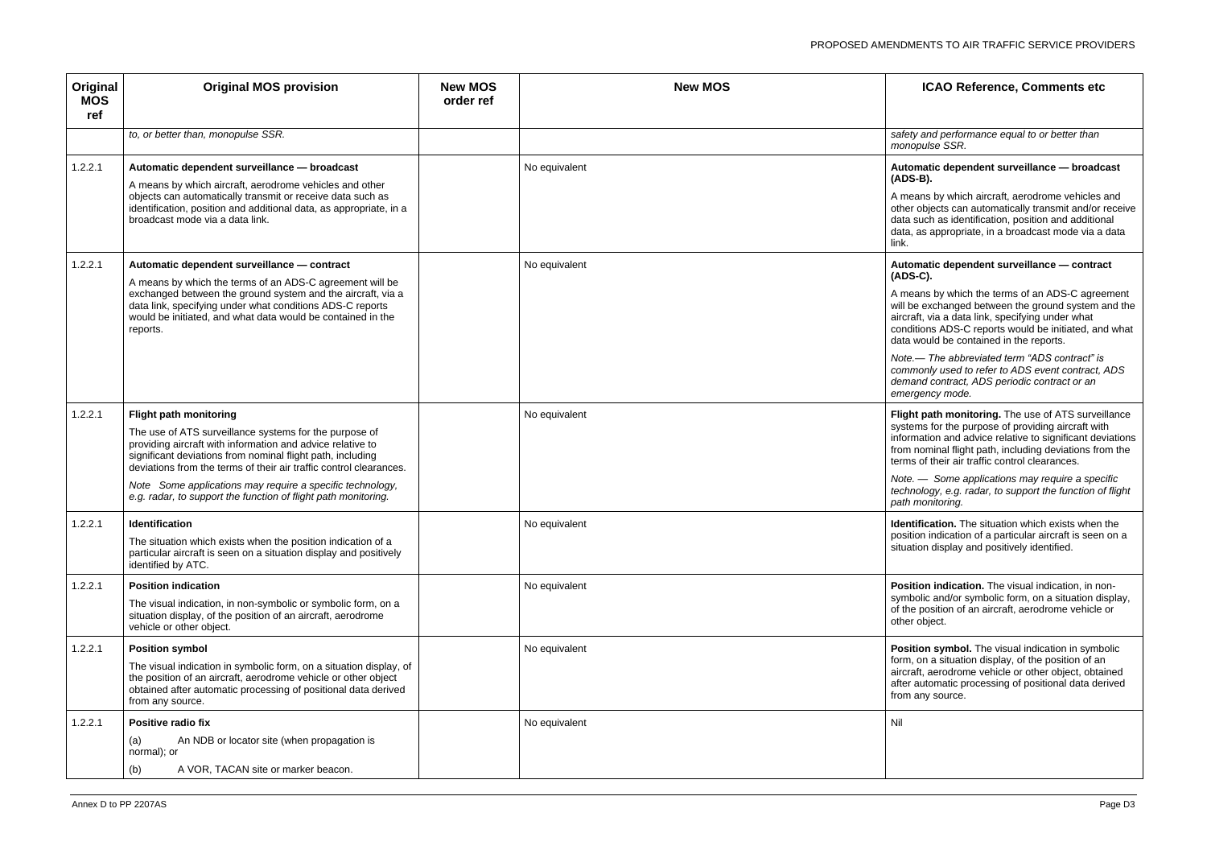| Original MOS ref | Original MOS provision | New MOS order ref | New MOS | ICAO Reference, Comments etc |
|---|---|---|---|---|
| | to, or better than, monopulse SSR. | | | *safety and performance equal to or better than monopulse SSR.* |
| 1.2.2.1 | **Automatic dependent surveillance — broadcast**<br><br>A means by which aircraft, aerodrome vehicles and other objects can automatically transmit or receive data such as identification, position and additional data, as appropriate, in a broadcast mode via a data link. | | No equivalent | **Automatic dependent surveillance — broadcast (ADS-B).**<br><br>A means by which aircraft, aerodrome vehicles and other objects can automatically transmit and/or receive data such as identification, position and additional data, as appropriate, in a broadcast mode via a data link. |
| 1.2.2.1 | **Automatic dependent surveillance — contract**<br><br>A means by which the terms of an ADS-C agreement will be exchanged between the ground system and the aircraft, via a data link, specifying under what conditions ADS-C reports would be initiated, and what data would be contained in the reports. | | No equivalent | **Automatic dependent surveillance — contract (ADS-C).**<br><br>A means by which the terms of an ADS-C agreement will be exchanged between the ground system and the aircraft, via a data link, specifying under what conditions ADS-C reports would be initiated, and what data would be contained in the reports.<br><br>*Note.— The abbreviated term "ADS contract" is commonly used to refer to ADS event contract, ADS demand contract, ADS periodic contract or an emergency mode.* |
| 1.2.2.1 | **Flight path monitoring**<br><br>The use of ATS surveillance systems for the purpose of providing aircraft with information and advice relative to significant deviations from nominal flight path, including deviations from the terms of their air traffic control clearances.<br><br>*Note Some applications may require a specific technology, e.g. radar, to support the function of flight path monitoring.* | | No equivalent | **Flight path monitoring.** The use of ATS surveillance systems for the purpose of providing aircraft with information and advice relative to significant deviations from nominal flight path, including deviations from the terms of their air traffic control clearances.<br><br>*Note. — Some applications may require a specific technology, e.g. radar, to support the function of flight path monitoring.* |
| 1.2.2.1 | **Identification**<br><br>The situation which exists when the position indication of a particular aircraft is seen on a situation display and positively identified by ATC. | | No equivalent | **Identification.** The situation which exists when the position indication of a particular aircraft is seen on a situation display and positively identified. |
| 1.2.2.1 | **Position indication**<br><br>The visual indication, in non-symbolic or symbolic form, on a situation display, of the position of an aircraft, aerodrome vehicle or other object. | | No equivalent | **Position indication.** The visual indication, in non-symbolic and/or symbolic form, on a situation display, of the position of an aircraft, aerodrome vehicle or other object. |
| 1.2.2.1 | **Position symbol**<br><br>The visual indication in symbolic form, on a situation display, of the position of an aircraft, aerodrome vehicle or other object obtained after automatic processing of positional data derived from any source. | | No equivalent | **Position symbol.** The visual indication in symbolic form, on a situation display, of the position of an aircraft, aerodrome vehicle or other object, obtained after automatic processing of positional data derived from any source. |
| 1.2.2.1 | **Positive radio fix**<br><br>(a) An NDB or locator site (when propagation is normal); or<br><br>(b) A VOR, TACAN site or marker beacon. | | No equivalent | Nil |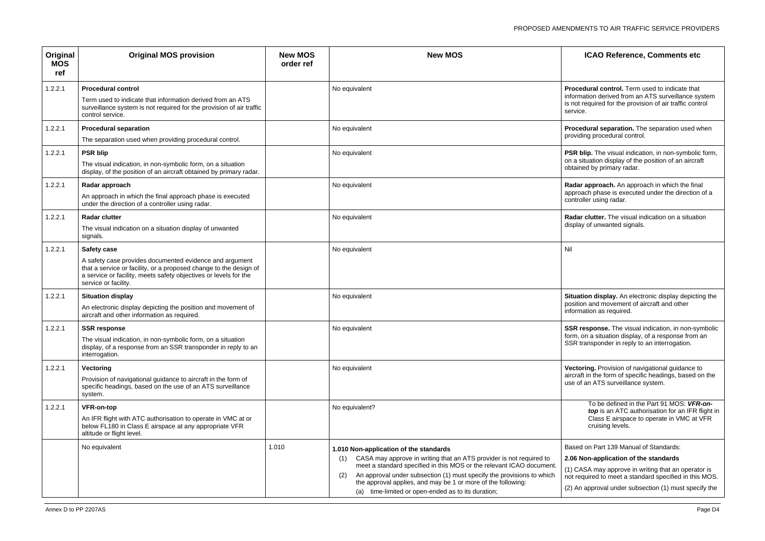| Original MOS ref | Original MOS provision | New MOS order ref | New MOS | ICAO Reference, Comments etc |
|---|---|---|---|---|
| 1.2.2.1 | **Procedural control**<br><br>Term used to indicate that information derived from an ATS surveillance system is not required for the provision of air traffic control service. | | No equivalent | **Procedural control.** Term used to indicate that information derived from an ATS surveillance system is not required for the provision of air traffic control service. |
| 1.2.2.1 | **Procedural separation**<br><br>The separation used when providing procedural control. | | No equivalent | **Procedural separation.** The separation used when providing procedural control. |
| 1.2.2.1 | **PSR blip**<br><br>The visual indication, in non-symbolic form, on a situation display, of the position of an aircraft obtained by primary radar. | | No equivalent | **PSR blip.** The visual indication, in non-symbolic form, on a situation display of the position of an aircraft obtained by primary radar. |
| 1.2.2.1 | **Radar approach**<br><br>An approach in which the final approach phase is executed under the direction of a controller using radar. | | No equivalent | **Radar approach.** An approach in which the final approach phase is executed under the direction of a controller using radar. |
| 1.2.2.1 | **Radar clutter**<br><br>The visual indication on a situation display of unwanted signals. | | No equivalent | **Radar clutter.** The visual indication on a situation display of unwanted signals. |
| 1.2.2.1 | **Safety case**<br><br>A safety case provides documented evidence and argument that a service or facility, or a proposed change to the design of a service or facility, meets safety objectives or levels for the service or facility. | | No equivalent | Nil |
| 1.2.2.1 | **Situation display**<br><br>An electronic display depicting the position and movement of aircraft and other information as required. | | No equivalent | **Situation display.** An electronic display depicting the position and movement of aircraft and other information as required. |
| 1.2.2.1 | **SSR response**<br><br>The visual indication, in non-symbolic form, on a situation display, of a response from an SSR transponder in reply to an interrogation. | | No equivalent | **SSR response.** The visual indication, in non-symbolic form, on a situation display, of a response from an SSR transponder in reply to an interrogation. |
| 1.2.2.1 | **Vectoring**<br><br>Provision of navigational guidance to aircraft in the form of specific headings, based on the use of an ATS surveillance system. | | No equivalent | **Vectoring.** Provision of navigational guidance to aircraft in the form of specific headings, based on the use of an ATS surveillance system. |
| 1.2.2.1 | **VFR-on-top**<br><br>An IFR flight with ATC authorisation to operate in VMC at or below FL180 in Class E airspace at any appropriate VFR altitude or flight level. | | No equivalent? | To be defined in the Part 91 MOS: ***VFR-on-top*** is an ATC authorisation for an IFR flight in Class E airspace to operate in VMC at VFR cruising levels. |
| | No equivalent | 1.010 | **1.010 Non-application of the standards**<br><br>(1) CASA may approve in writing that an ATS provider is not required to meet a standard specified in this MOS or the relevant ICAO document.<br><br>(2) An approval under subsection (1) must specify the provisions to which the approval applies, and may be 1 or more of the following:<br><br>(a) time-limited or open-ended as to its duration; | Based on Part 139 Manual of Standards:<br><br>**2.06 Non-application of the standards**<br><br>(1) CASA may approve in writing that an operator is not required to meet a standard specified in this MOS.<br><br>(2) An approval under subsection (1) must specify the |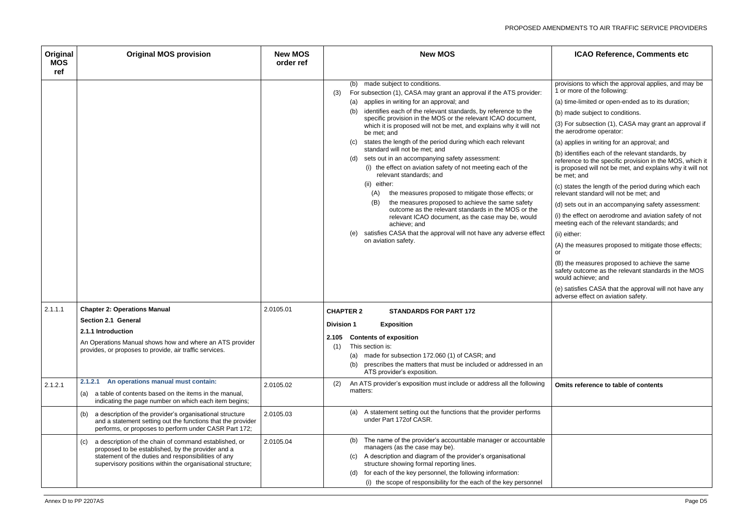| Original MOS ref | Original MOS provision | New MOS order ref | New MOS | ICAO Reference, Comments etc |
|---|---|---|---|---|
| | | | (b) made subject to conditions.<br>(3) For subsection (1), CASA may grant an approval if the ATS provider:<br>(a) applies in writing for an approval; and<br>(b) identifies each of the relevant standards, by reference to the specific provision in the MOS or the relevant ICAO document, which it is proposed will not be met, and explains why it will not be met; and<br>(c) states the length of the period during which each relevant standard will not be met; and<br>(d) sets out in an accompanying safety assessment:<br>(i) the effect on aviation safety of not meeting each of the relevant standards; and<br>(ii) either:<br>(A) the measures proposed to mitigate those effects; or<br>(B) the measures proposed to achieve the same safety outcome as the relevant standards in the MOS or the relevant ICAO document, as the case may be, would achieve; and<br>(e) satisfies CASA that the approval will not have any adverse effect on aviation safety. | provisions to which the approval applies, and may be 1 or more of the following:<br>(a) time-limited or open-ended as to its duration;<br>(b) made subject to conditions.<br>(3) For subsection (1), CASA may grant an approval if the aerodrome operator:<br>(a) applies in writing for an approval; and<br>(b) identifies each of the relevant standards, by reference to the specific provision in the MOS, which it is proposed will not be met, and explains why it will not be met; and<br>(c) states the length of the period during which each relevant standard will not be met; and<br>(d) sets out in an accompanying safety assessment:<br>(i) the effect on aerodrome and aviation safety of not meeting each of the relevant standards; and<br>(ii) either:<br>(A) the measures proposed to mitigate those effects; or<br>(B) the measures proposed to achieve the same safety outcome as the relevant standards in the MOS would achieve; and<br>(e) satisfies CASA that the approval will not have any adverse effect on aviation safety. |
| 2.1.1.1 | **Chapter 2: Operations Manual**<br>**Section 2.1 General**<br>**2.1.1 Introduction**<br>An Operations Manual shows how and where an ATS provider provides, or proposes to provide, air traffic services. | 2.0105.01 | **CHAPTER 2 STANDARDS FOR PART 172**<br>**Division 1 Exposition**<br>**2.105 Contents of exposition**<br>(1) This section is:<br>(a) made for subsection 172.060 (1) of CASR; and<br>(b) prescribes the matters that must be included or addressed in an ATS provider's exposition. | |
| 2.1.2.1 | **2.1.2.1 An operations manual must contain:**<br>(a) a table of contents based on the items in the manual, indicating the page number on which each item begins; | 2.0105.02 | (2) An ATS provider's exposition must include or address all the following matters: | **Omits reference to table of contents** |
| | (b) a description of the provider's organisational structure and a statement setting out the functions that the provider performs, or proposes to perform under CASR Part 172; | 2.0105.03 | (a) A statement setting out the functions that the provider performs under Part 172of CASR. | |
| | (c) a description of the chain of command established, or proposed to be established, by the provider and a statement of the duties and responsibilities of any supervisory positions within the organisational structure; | 2.0105.04 | (b) The name of the provider's accountable manager or accountable managers (as the case may be).<br>(c) A description and diagram of the provider's organisational structure showing formal reporting lines.<br>(d) for each of the key personnel, the following information:<br>(i) the scope of responsibility for the each of the key personnel | |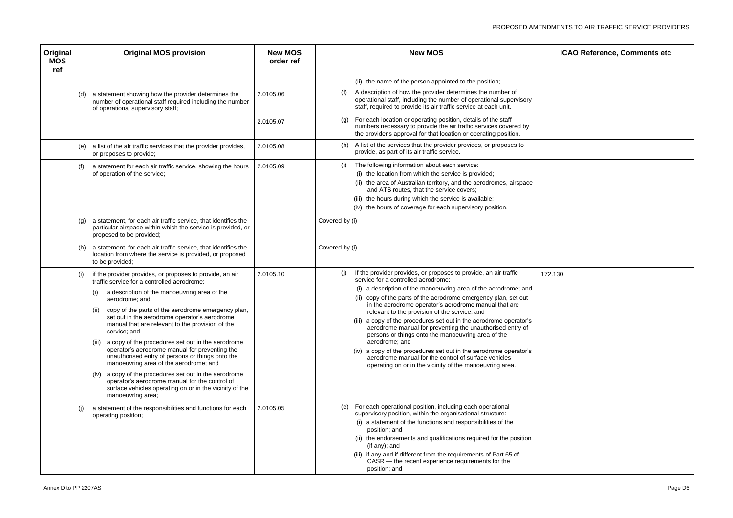| Original MOS ref | Original MOS provision | New MOS order ref | New MOS | ICAO Reference, Comments etc |
|---|---|---|---|---|
| | | | (ii) the name of the person appointed to the position; | |
| | (d) a statement showing how the provider determines the number of operational staff required including the number of operational supervisory staff; | 2.0105.06 | (f) A description of how the provider determines the number of operational staff, including the number of operational supervisory staff, required to provide its air traffic service at each unit. | |
| | | 2.0105.07 | (g) For each location or operating position, details of the staff numbers necessary to provide the air traffic services covered by the provider's approval for that location or operating position. | |
| | (e) a list of the air traffic services that the provider provides, or proposes to provide; | 2.0105.08 | (h) A list of the services that the provider provides, or proposes to provide, as part of its air traffic service. | |
| | (f) a statement for each air traffic service, showing the hours of operation of the service; | 2.0105.09 | (i) The following information about each service:<br>(i) the location from which the service is provided;<br>(ii) the area of Australian territory, and the aerodromes, airspace and ATS routes, that the service covers;<br>(iii) the hours during which the service is available;<br>(iv) the hours of coverage for each supervisory position. | |
| | (g) a statement, for each air traffic service, that identifies the particular airspace within which the service is provided, or proposed to be provided; | | Covered by (i) | |
| | (h) a statement, for each air traffic service, that identifies the location from where the service is provided, or proposed to be provided; | | Covered by (i) | |
| | (i) if the provider provides, or proposes to provide, an air traffic service for a controlled aerodrome:<br>(i) a description of the manoeuvring area of the aerodrome; and<br>(ii) copy of the parts of the aerodrome emergency plan, set out in the aerodrome operator's aerodrome manual that are relevant to the provision of the service; and<br>(iii) a copy of the procedures set out in the aerodrome operator's aerodrome manual for preventing the unauthorised entry of persons or things onto the manoeuvring area of the aerodrome; and<br>(iv) a copy of the procedures set out in the aerodrome operator's aerodrome manual for the control of surface vehicles operating on or in the vicinity of the manoeuvring area; | 2.0105.10 | (j) If the provider provides, or proposes to provide, an air traffic service for a controlled aerodrome:<br>(i) a description of the manoeuvring area of the aerodrome; and<br>(ii) copy of the parts of the aerodrome emergency plan, set out in the aerodrome operator's aerodrome manual that are relevant to the provision of the service; and<br>(iii) a copy of the procedures set out in the aerodrome operator's aerodrome manual for preventing the unauthorised entry of persons or things onto the manoeuvring area of the aerodrome; and<br>(iv) a copy of the procedures set out in the aerodrome operator's aerodrome manual for the control of surface vehicles operating on or in the vicinity of the manoeuvring area. | 172.130 |
| | (j) a statement of the responsibilities and functions for each operating position; | 2.0105.05 | (e) For each operational position, including each operational supervisory position, within the organisational structure:<br>(i) a statement of the functions and responsibilities of the position; and<br>(ii) the endorsements and qualifications required for the position (if any); and<br>(iii) if any and if different from the requirements of Part 65 of CASR — the recent experience requirements for the position; and | |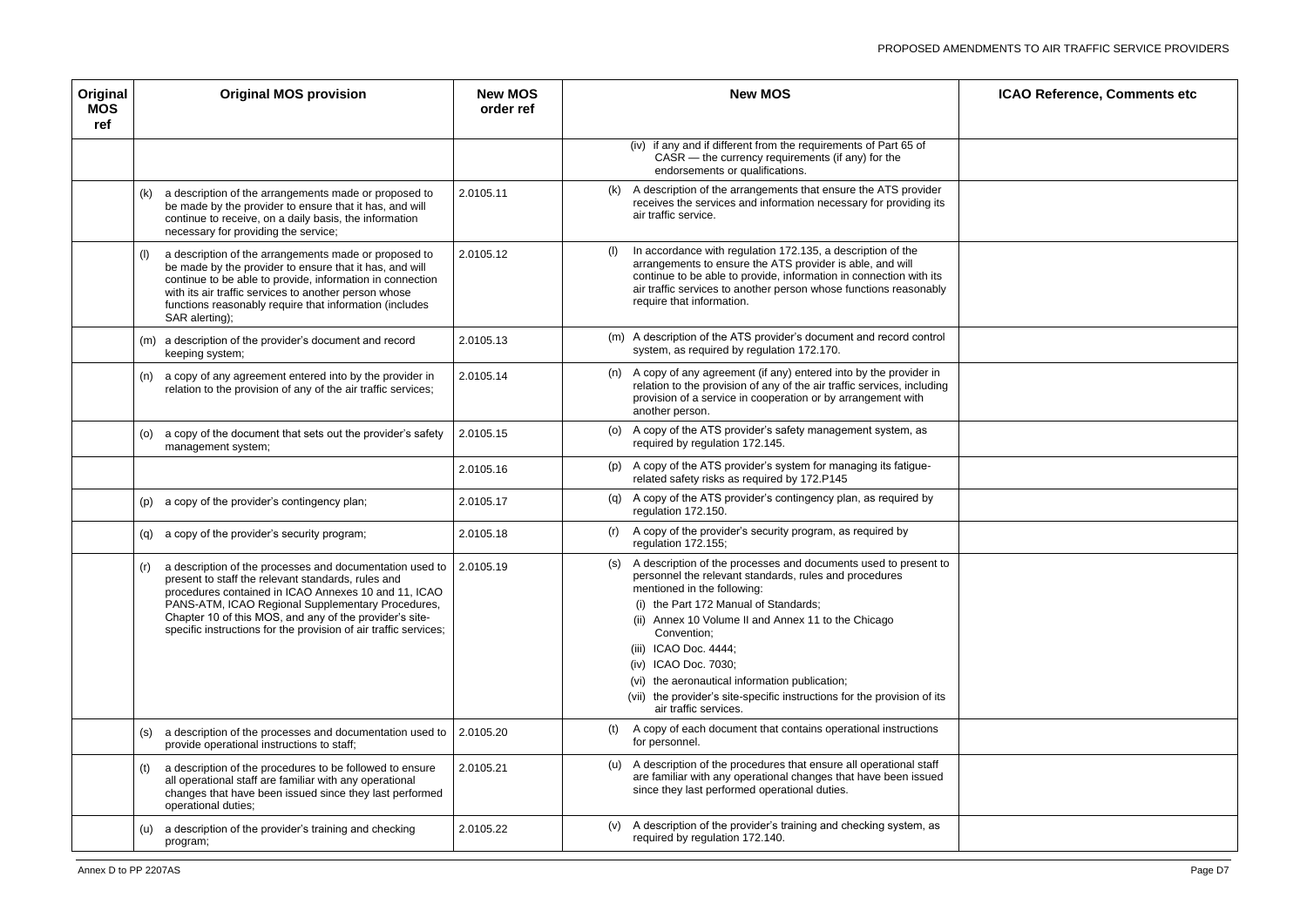| Original MOS ref | Original MOS provision | New MOS order ref | New MOS | ICAO Reference, Comments etc |
|---|---|---|---|---|
| | | | (iv) if any and if different from the requirements of Part 65 of CASR — the currency requirements (if any) for the endorsements or qualifications. | |
| | (k) a description of the arrangements made or proposed to be made by the provider to ensure that it has, and will continue to receive, on a daily basis, the information necessary for providing the service; | 2.0105.11 | (k) A description of the arrangements that ensure the ATS provider receives the services and information necessary for providing its air traffic service. | |
| | (l) a description of the arrangements made or proposed to be made by the provider to ensure that it has, and will continue to be able to provide, information in connection with its air traffic services to another person whose functions reasonably require that information (includes SAR alerting); | 2.0105.12 | (l) In accordance with regulation 172.135, a description of the arrangements to ensure the ATS provider is able, and will continue to be able to provide, information in connection with its air traffic services to another person whose functions reasonably require that information. | |
| | (m) a description of the provider's document and record keeping system; | 2.0105.13 | (m) A description of the ATS provider's document and record control system, as required by regulation 172.170. | |
| | (n) a copy of any agreement entered into by the provider in relation to the provision of any of the air traffic services; | 2.0105.14 | (n) A copy of any agreement (if any) entered into by the provider in relation to the provision of any of the air traffic services, including provision of a service in cooperation or by arrangement with another person. | |
| | (o) a copy of the document that sets out the provider's safety management system; | 2.0105.15 | (o) A copy of the ATS provider's safety management system, as required by regulation 172.145. | |
| | | 2.0105.16 | (p) A copy of the ATS provider's system for managing its fatigue-related safety risks as required by 172.P145 | |
| | (p) a copy of the provider's contingency plan; | 2.0105.17 | (q) A copy of the ATS provider's contingency plan, as required by regulation 172.150. | |
| | (q) a copy of the provider's security program; | 2.0105.18 | (r) A copy of the provider's security program, as required by regulation 172.155; | |
| | (r) a description of the processes and documentation used to present to staff the relevant standards, rules and procedures contained in ICAO Annexes 10 and 11, ICAO PANS-ATM, ICAO Regional Supplementary Procedures, Chapter 10 of this MOS, and any of the provider's site-specific instructions for the provision of air traffic services; | 2.0105.19 | (s) A description of the processes and documents used to present to personnel the relevant standards, rules and procedures mentioned in the following:<br>(i) the Part 172 Manual of Standards;<br>(ii) Annex 10 Volume II and Annex 11 to the Chicago Convention;<br>(iii) ICAO Doc. 4444;<br>(iv) ICAO Doc. 7030;<br>(vi) the aeronautical information publication;<br>(vii) the provider's site-specific instructions for the provision of its air traffic services. | |
| | (s) a description of the processes and documentation used to provide operational instructions to staff; | 2.0105.20 | (t) A copy of each document that contains operational instructions for personnel. | |
| | (t) a description of the procedures to be followed to ensure all operational staff are familiar with any operational changes that have been issued since they last performed operational duties; | 2.0105.21 | (u) A description of the procedures that ensure all operational staff are familiar with any operational changes that have been issued since they last performed operational duties. | |
| | (u) a description of the provider's training and checking program; | 2.0105.22 | (v) A description of the provider's training and checking system, as required by regulation 172.140. | |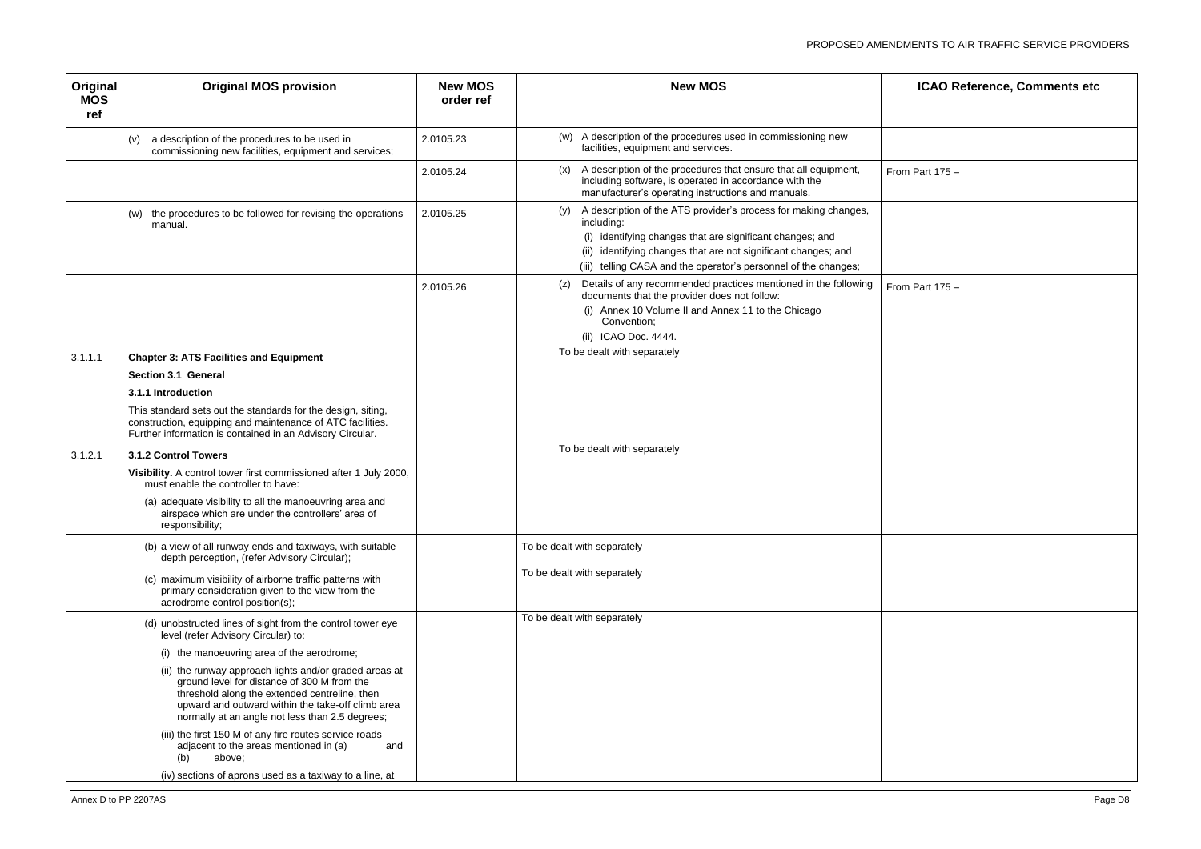| Original MOS ref | Original MOS provision | New MOS order ref | New MOS | ICAO Reference, Comments etc |
|---|---|---|---|---|
| | (v) a description of the procedures to be used in commissioning new facilities, equipment and services; | 2.0105.23 | (w) A description of the procedures used in commissioning new facilities, equipment and services. | |
| | | 2.0105.24 | (x) A description of the procedures that ensure that all equipment, including software, is operated in accordance with the manufacturer's operating instructions and manuals. | From Part 175 – |
| | (w) the procedures to be followed for revising the operations manual. | 2.0105.25 | (y) A description of the ATS provider's process for making changes, including:<br>(i) identifying changes that are significant changes; and<br>(ii) identifying changes that are not significant changes; and<br>(iii) telling CASA and the operator's personnel of the changes; | |
| | | 2.0105.26 | (z) Details of any recommended practices mentioned in the following documents that the provider does not follow:<br>(i) Annex 10 Volume II and Annex 11 to the Chicago Convention;<br>(ii) ICAO Doc. 4444. | From Part 175 – |
| 3.1.1.1 | **Chapter 3: ATS Facilities and Equipment**<br>**Section 3.1 General**<br>**3.1.1 Introduction**<br>This standard sets out the standards for the design, siting, construction, equipping and maintenance of ATC facilities. Further information is contained in an Advisory Circular. | | To be dealt with separately | |
| 3.1.2.1 | **3.1.2 Control Towers**<br>**Visibility.** A control tower first commissioned after 1 July 2000, must enable the controller to have:<br>(a) adequate visibility to all the manoeuvring area and airspace which are under the controllers' area of responsibility; | | To be dealt with separately | |
| | (b) a view of all runway ends and taxiways, with suitable depth perception, (refer Advisory Circular); | | To be dealt with separately | |
| | (c) maximum visibility of airborne traffic patterns with primary consideration given to the view from the aerodrome control position(s); | | To be dealt with separately | |
| | (d) unobstructed lines of sight from the control tower eye level (refer Advisory Circular) to:<br>(i) the manoeuvring area of the aerodrome;<br>(ii) the runway approach lights and/or graded areas at ground level for distance of 300 M from the threshold along the extended centreline, then upward and outward within the take-off climb area normally at an angle not less than 2.5 degrees;<br>(iii) the first 150 M of any fire routes service roads adjacent to the areas mentioned in (a) and (b) above;<br>(iv) sections of aprons used as a taxiway to a line, at | | To be dealt with separately | |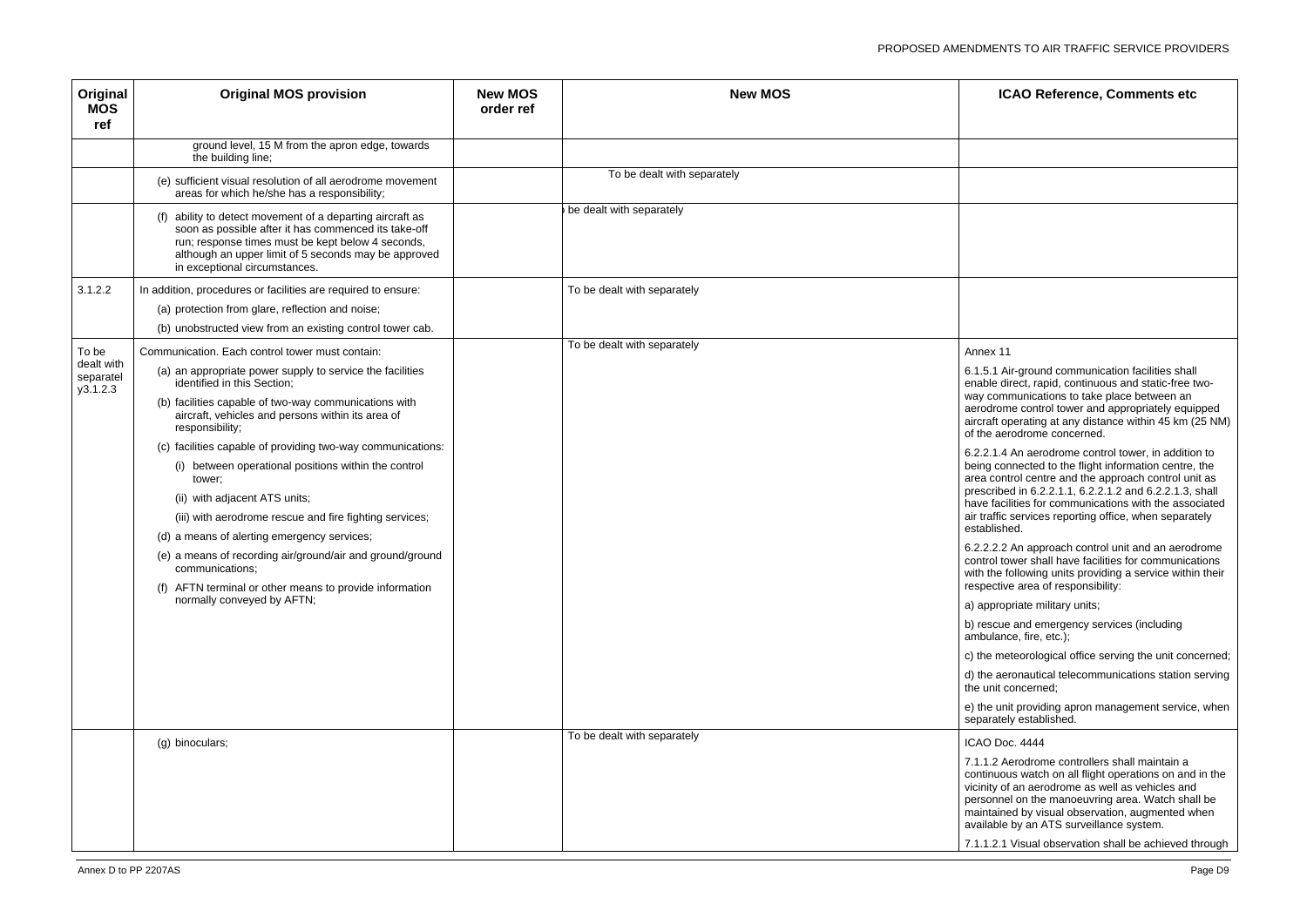| Original MOS ref | Original MOS provision | New MOS order ref | New MOS | ICAO Reference, Comments etc |
|---|---|---|---|---|
| | ground level, 15 M from the apron edge, towards the building line; | | | |
| | (e) sufficient visual resolution of all aerodrome movement areas for which he/she has a responsibility; | | To be dealt with separately | |
| | (f) ability to detect movement of a departing aircraft as soon as possible after it has commenced its take-off run; response times must be kept below 4 seconds, although an upper limit of 5 seconds may be approved in exceptional circumstances. | | be dealt with separately | |
| 3.1.2.2 | In addition, procedures or facilities are required to ensure:<br>(a) protection from glare, reflection and noise;<br>(b) unobstructed view from an existing control tower cab. | | To be dealt with separately | |
| To be dealt with separatel y3.1.2.3 | Communication. Each control tower must contain:<br>(a) an appropriate power supply to service the facilities identified in this Section;<br>(b) facilities capable of two-way communications with aircraft, vehicles and persons within its area of responsibility;<br>(c) facilities capable of providing two-way communications:<br>(i) between operational positions within the control tower;<br>(ii) with adjacent ATS units;<br>(iii) with aerodrome rescue and fire fighting services;<br>(d) a means of alerting emergency services;<br>(e) a means of recording air/ground/air and ground/ground communications;<br>(f) AFTN terminal or other means to provide information normally conveyed by AFTN; | | To be dealt with separately | Annex 11<br>6.1.5.1 Air-ground communication facilities shall enable direct, rapid, continuous and static-free two-way communications to take place between an aerodrome control tower and appropriately equipped aircraft operating at any distance within 45 km (25 NM) of the aerodrome concerned.<br>6.2.2.1.4 An aerodrome control tower, in addition to being connected to the flight information centre, the area control centre and the approach control unit as prescribed in 6.2.2.1.1, 6.2.2.1.2 and 6.2.2.1.3, shall have facilities for communications with the associated air traffic services reporting office, when separately established.<br>6.2.2.2.2 An approach control unit and an aerodrome control tower shall have facilities for communications with the following units providing a service within their respective area of responsibility:<br>a) appropriate military units;<br>b) rescue and emergency services (including ambulance, fire, etc.);<br>c) the meteorological office serving the unit concerned;<br>d) the aeronautical telecommunications station serving the unit concerned;<br>e) the unit providing apron management service, when separately established. |
| | (g) binoculars; | | To be dealt with separately | ICAO Doc. 4444<br>7.1.1.2 Aerodrome controllers shall maintain a continuous watch on all flight operations on and in the vicinity of an aerodrome as well as vehicles and personnel on the manoeuvring area. Watch shall be maintained by visual observation, augmented when available by an ATS surveillance system.<br>7.1.1.2.1 Visual observation shall be achieved through |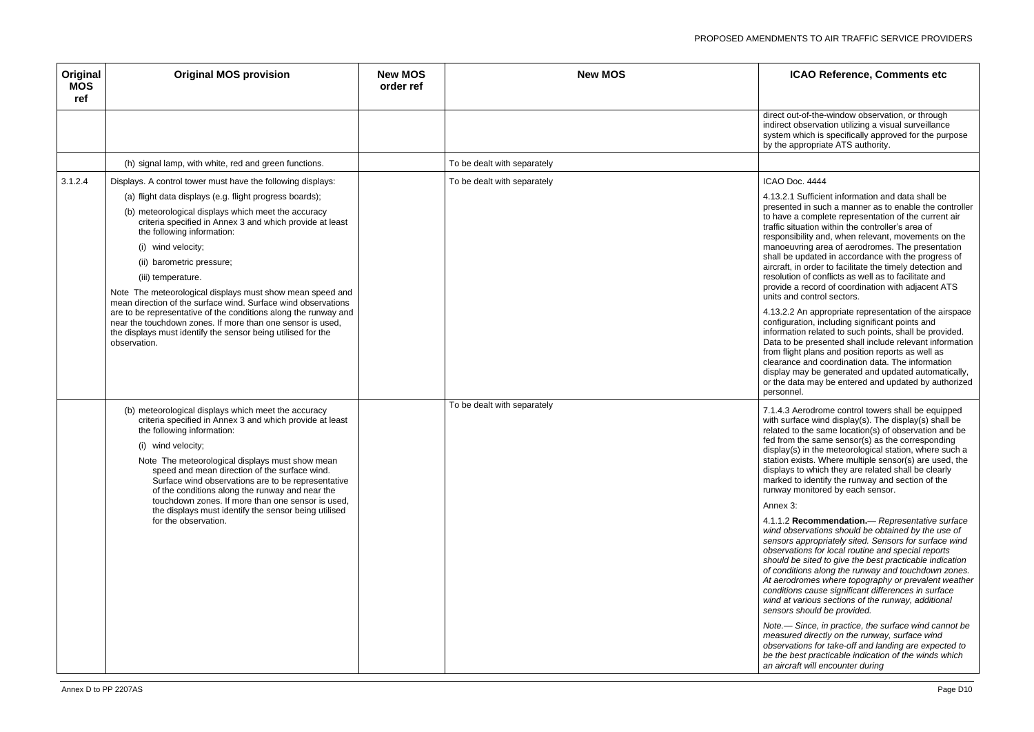| Original MOS ref | Original MOS provision | New MOS order ref | New MOS | ICAO Reference, Comments etc |
|---|---|---|---|---|
| | | | | direct out-of-the-window observation, or through indirect observation utilizing a visual surveillance system which is specifically approved for the purpose by the appropriate ATS authority. |
| | (h) signal lamp, with white, red and green functions. | | To be dealt with separately | |
| 3.1.2.4 | Displays. A control tower must have the following displays:<br><br>(a) flight data displays (e.g. flight progress boards);<br><br>(b) meteorological displays which meet the accuracy criteria specified in Annex 3 and which provide at least the following information:<br><br>(i) wind velocity;<br><br>(ii) barometric pressure;<br><br>(iii) temperature.<br><br>Note The meteorological displays must show mean speed and mean direction of the surface wind. Surface wind observations are to be representative of the conditions along the runway and near the touchdown zones. If more than one sensor is used, the displays must identify the sensor being utilised for the observation. | | To be dealt with separately | ICAO Doc. 4444<br><br>4.13.2.1 Sufficient information and data shall be presented in such a manner as to enable the controller to have a complete representation of the current air traffic situation within the controller's area of responsibility and, when relevant, movements on the manoeuvring area of aerodromes. The presentation shall be updated in accordance with the progress of aircraft, in order to facilitate the timely detection and resolution of conflicts as well as to facilitate and provide a record of coordination with adjacent ATS units and control sectors.<br><br>4.13.2.2 An appropriate representation of the airspace configuration, including significant points and information related to such points, shall be provided. Data to be presented shall include relevant information from flight plans and position reports as well as clearance and coordination data. The information display may be generated and updated automatically, or the data may be entered and updated by authorized personnel. |
| | (b) meteorological displays which meet the accuracy criteria specified in Annex 3 and which provide at least the following information:<br><br>(i) wind velocity;<br><br>Note The meteorological displays must show mean speed and mean direction of the surface wind. Surface wind observations are to be representative of the conditions along the runway and near the touchdown zones. If more than one sensor is used, the displays must identify the sensor being utilised for the observation. | | To be dealt with separately | 7.1.4.3 Aerodrome control towers shall be equipped with surface wind display(s). The display(s) shall be related to the same location(s) of observation and be fed from the same sensor(s) as the corresponding display(s) in the meteorological station, where such a station exists. Where multiple sensor(s) are used, the displays to which they are related shall be clearly marked to identify the runway and section of the runway monitored by each sensor.<br><br>Annex 3:<br><br>4.1.1.2 **Recommendation.**— *Representative surface wind observations should be obtained by the use of sensors appropriately sited. Sensors for surface wind observations for local routine and special reports should be sited to give the best practicable indication of conditions along the runway and touchdown zones. At aerodromes where topography or prevalent weather conditions cause significant differences in surface wind at various sections of the runway, additional sensors should be provided.*<br><br>*Note.— Since, in practice, the surface wind cannot be measured directly on the runway, surface wind observations for take-off and landing are expected to be the best practicable indication of the winds which an aircraft will encounter during* |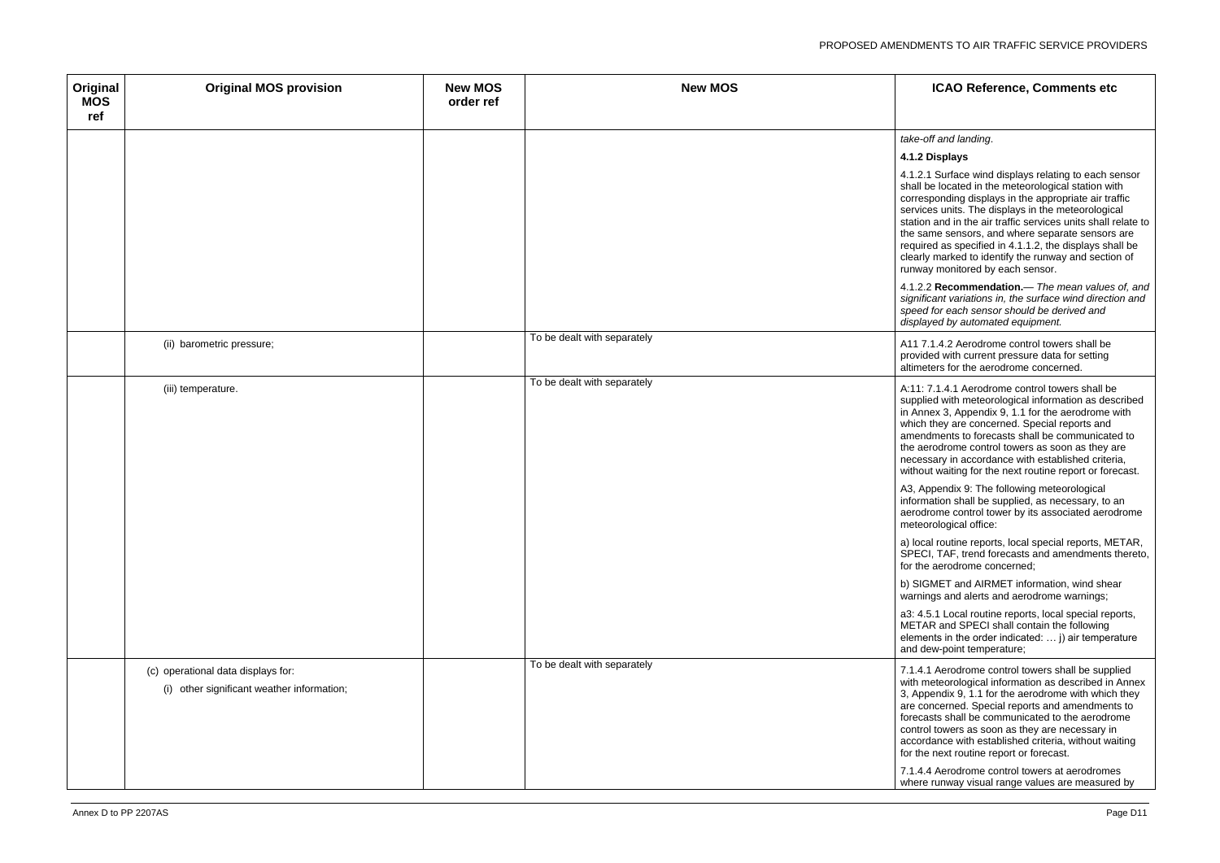| Original MOS ref | Original MOS provision | New MOS order ref | New MOS | ICAO Reference, Comments etc |
|---|---|---|---|---|
| | | | | *take-off and landing*.<br><br>**4.1.2 Displays**<br><br>4.1.2.1 Surface wind displays relating to each sensor shall be located in the meteorological station with corresponding displays in the appropriate air traffic services units. The displays in the meteorological station and in the air traffic services units shall relate to the same sensors, and where separate sensors are required as specified in 4.1.1.2, the displays shall be clearly marked to identify the runway and section of runway monitored by each sensor.<br><br>4.1.2.2 **Recommendation.**— *The mean values of, and significant variations in, the surface wind direction and speed for each sensor should be derived and displayed by automated equipment.* |
| | (ii) barometric pressure; | | To be dealt with separately | A11 7.1.4.2 Aerodrome control towers shall be provided with current pressure data for setting altimeters for the aerodrome concerned. |
| | (iii) temperature. | | To be dealt with separately | A:11: 7.1.4.1 Aerodrome control towers shall be supplied with meteorological information as described in Annex 3, Appendix 9, 1.1 for the aerodrome with which they are concerned. Special reports and amendments to forecasts shall be communicated to the aerodrome control towers as soon as they are necessary in accordance with established criteria, without waiting for the next routine report or forecast.<br><br>A3, Appendix 9: The following meteorological information shall be supplied, as necessary, to an aerodrome control tower by its associated aerodrome meteorological office:<br><br>a) local routine reports, local special reports, METAR, SPECI, TAF, trend forecasts and amendments thereto, for the aerodrome concerned;<br><br>b) SIGMET and AIRMET information, wind shear warnings and alerts and aerodrome warnings;<br><br>a3: 4.5.1 Local routine reports, local special reports, METAR and SPECI shall contain the following elements in the order indicated: … j) air temperature and dew-point temperature; |
| | (c) operational data displays for:<br><br>(i) other significant weather information; | | To be dealt with separately | 7.1.4.1 Aerodrome control towers shall be supplied with meteorological information as described in Annex 3, Appendix 9, 1.1 for the aerodrome with which they are concerned. Special reports and amendments to forecasts shall be communicated to the aerodrome control towers as soon as they are necessary in accordance with established criteria, without waiting for the next routine report or forecast.<br><br>7.1.4.4 Aerodrome control towers at aerodromes where runway visual range values are measured by |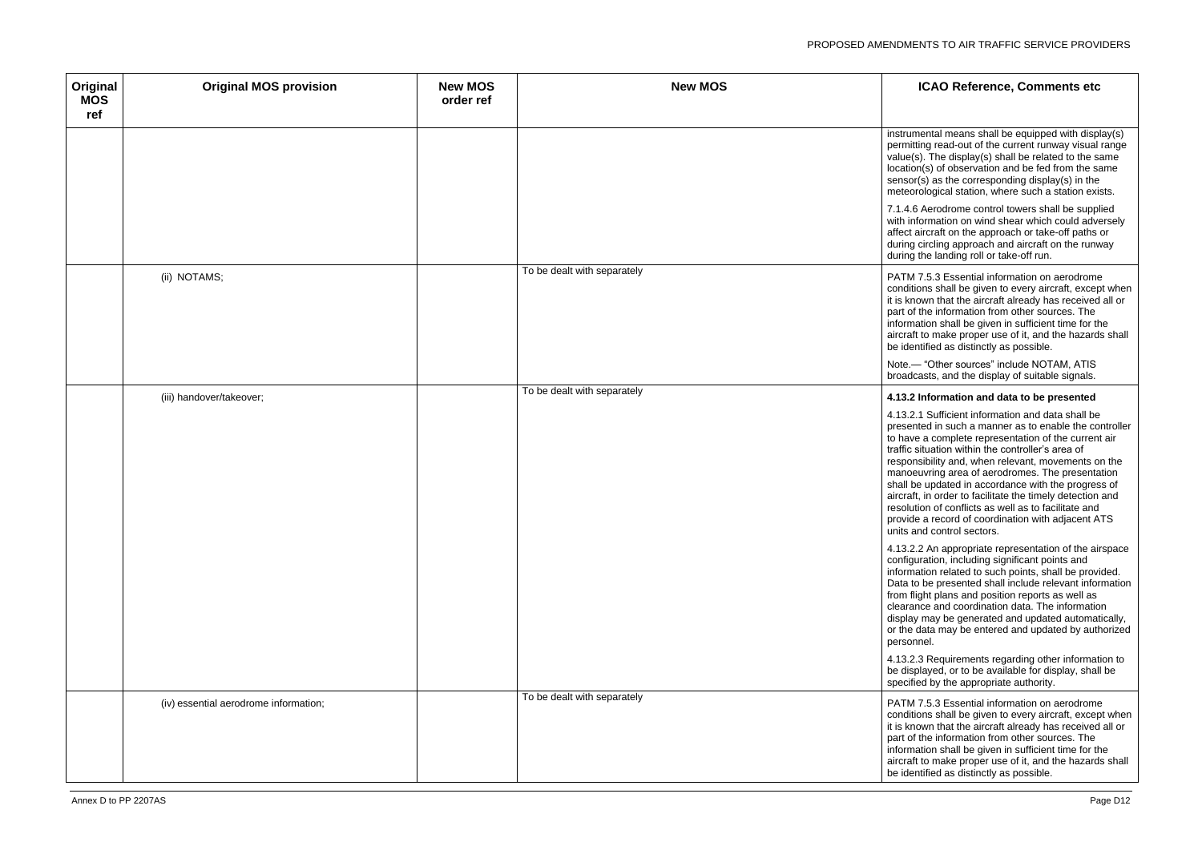| Original MOS ref | Original MOS provision | New MOS order ref | New MOS | ICAO Reference, Comments etc |
|---|---|---|---|---|
| | | | | instrumental means shall be equipped with display(s) permitting read-out of the current runway visual range value(s). The display(s) shall be related to the same location(s) of observation and be fed from the same sensor(s) as the corresponding display(s) in the meteorological station, where such a station exists.<br><br>7.1.4.6 Aerodrome control towers shall be supplied with information on wind shear which could adversely affect aircraft on the approach or take-off paths or during circling approach and aircraft on the runway during the landing roll or take-off run. |
| | (ii) NOTAMS; | | To be dealt with separately | PATM 7.5.3 Essential information on aerodrome conditions shall be given to every aircraft, except when it is known that the aircraft already has received all or part of the information from other sources. The information shall be given in sufficient time for the aircraft to make proper use of it, and the hazards shall be identified as distinctly as possible.<br><br>Note.— "Other sources" include NOTAM, ATIS broadcasts, and the display of suitable signals. |
| | (iii) handover/takeover; | | To be dealt with separately | **4.13.2 Information and data to be presented**<br><br>4.13.2.1 Sufficient information and data shall be presented in such a manner as to enable the controller to have a complete representation of the current air traffic situation within the controller's area of responsibility and, when relevant, movements on the manoeuvring area of aerodromes. The presentation shall be updated in accordance with the progress of aircraft, in order to facilitate the timely detection and resolution of conflicts as well as to facilitate and provide a record of coordination with adjacent ATS units and control sectors.<br><br>4.13.2.2 An appropriate representation of the airspace configuration, including significant points and information related to such points, shall be provided. Data to be presented shall include relevant information from flight plans and position reports as well as clearance and coordination data. The information display may be generated and updated automatically, or the data may be entered and updated by authorized personnel.<br><br>4.13.2.3 Requirements regarding other information to be displayed, or to be available for display, shall be specified by the appropriate authority. |
| | (iv) essential aerodrome information; | | To be dealt with separately | PATM 7.5.3 Essential information on aerodrome conditions shall be given to every aircraft, except when it is known that the aircraft already has received all or part of the information from other sources. The information shall be given in sufficient time for the aircraft to make proper use of it, and the hazards shall be identified as distinctly as possible. |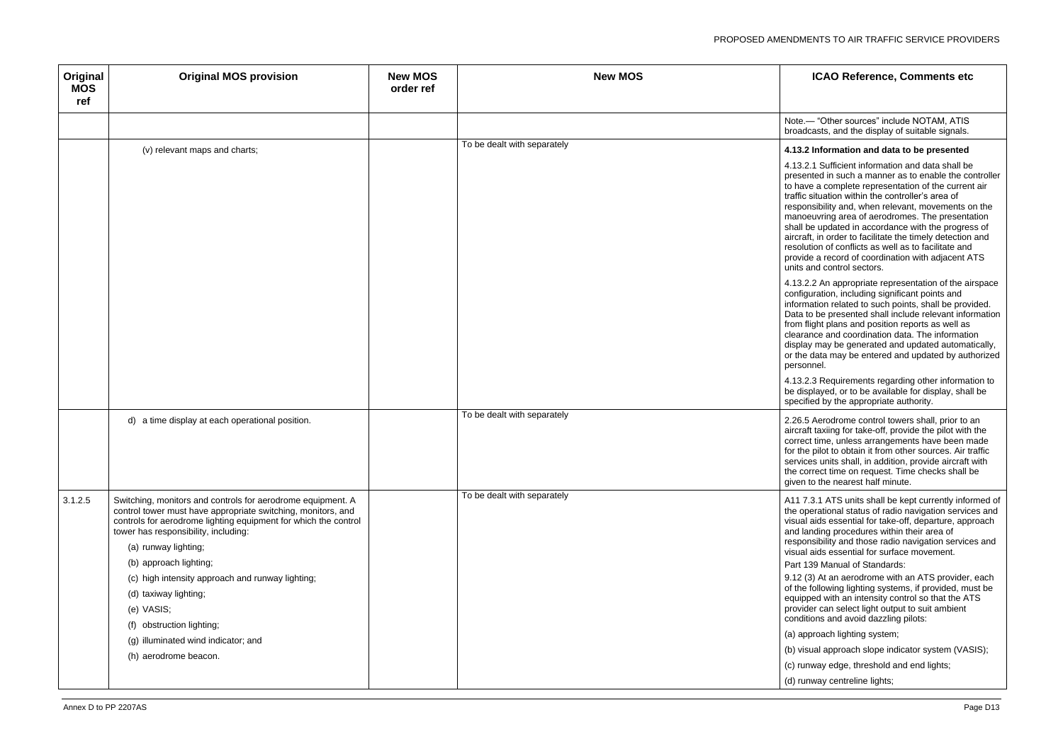| Original MOS ref | Original MOS provision | New MOS order ref | New MOS | ICAO Reference, Comments etc |
|---|---|---|---|---|
| | | | | Note.— "Other sources" include NOTAM, ATIS broadcasts, and the display of suitable signals. |
| | (v) relevant maps and charts; | | To be dealt with separately | **4.13.2 Information and data to be presented**<br><br>4.13.2.1 Sufficient information and data shall be presented in such a manner as to enable the controller to have a complete representation of the current air traffic situation within the controller's area of responsibility and, when relevant, movements on the manoeuvring area of aerodromes. The presentation shall be updated in accordance with the progress of aircraft, in order to facilitate the timely detection and resolution of conflicts as well as to facilitate and provide a record of coordination with adjacent ATS units and control sectors.<br><br>4.13.2.2 An appropriate representation of the airspace configuration, including significant points and information related to such points, shall be provided. Data to be presented shall include relevant information from flight plans and position reports as well as clearance and coordination data. The information display may be generated and updated automatically, or the data may be entered and updated by authorized personnel.<br><br>4.13.2.3 Requirements regarding other information to be displayed, or to be available for display, shall be specified by the appropriate authority. |
| | d) a time display at each operational position. | | To be dealt with separately | 2.26.5 Aerodrome control towers shall, prior to an aircraft taxiing for take-off, provide the pilot with the correct time, unless arrangements have been made for the pilot to obtain it from other sources. Air traffic services units shall, in addition, provide aircraft with the correct time on request. Time checks shall be given to the nearest half minute. |
| 3.1.2.5 | Switching, monitors and controls for aerodrome equipment. A control tower must have appropriate switching, monitors, and controls for aerodrome lighting equipment for which the control tower has responsibility, including:<br><br>(a) runway lighting;<br><br>(b) approach lighting;<br><br>(c) high intensity approach and runway lighting;<br><br>(d) taxiway lighting;<br><br>(e) VASIS;<br><br>(f) obstruction lighting;<br><br>(g) illuminated wind indicator; and<br><br>(h) aerodrome beacon. | | To be dealt with separately | A11 7.3.1 ATS units shall be kept currently informed of the operational status of radio navigation services and visual aids essential for take-off, departure, approach and landing procedures within their area of responsibility and those radio navigation services and visual aids essential for surface movement.<br><br>Part 139 Manual of Standards:<br><br>9.12 (3) At an aerodrome with an ATS provider, each of the following lighting systems, if provided, must be equipped with an intensity control so that the ATS provider can select light output to suit ambient conditions and avoid dazzling pilots:<br><br>(a) approach lighting system;<br><br>(b) visual approach slope indicator system (VASIS);<br><br>(c) runway edge, threshold and end lights;<br><br>(d) runway centreline lights; |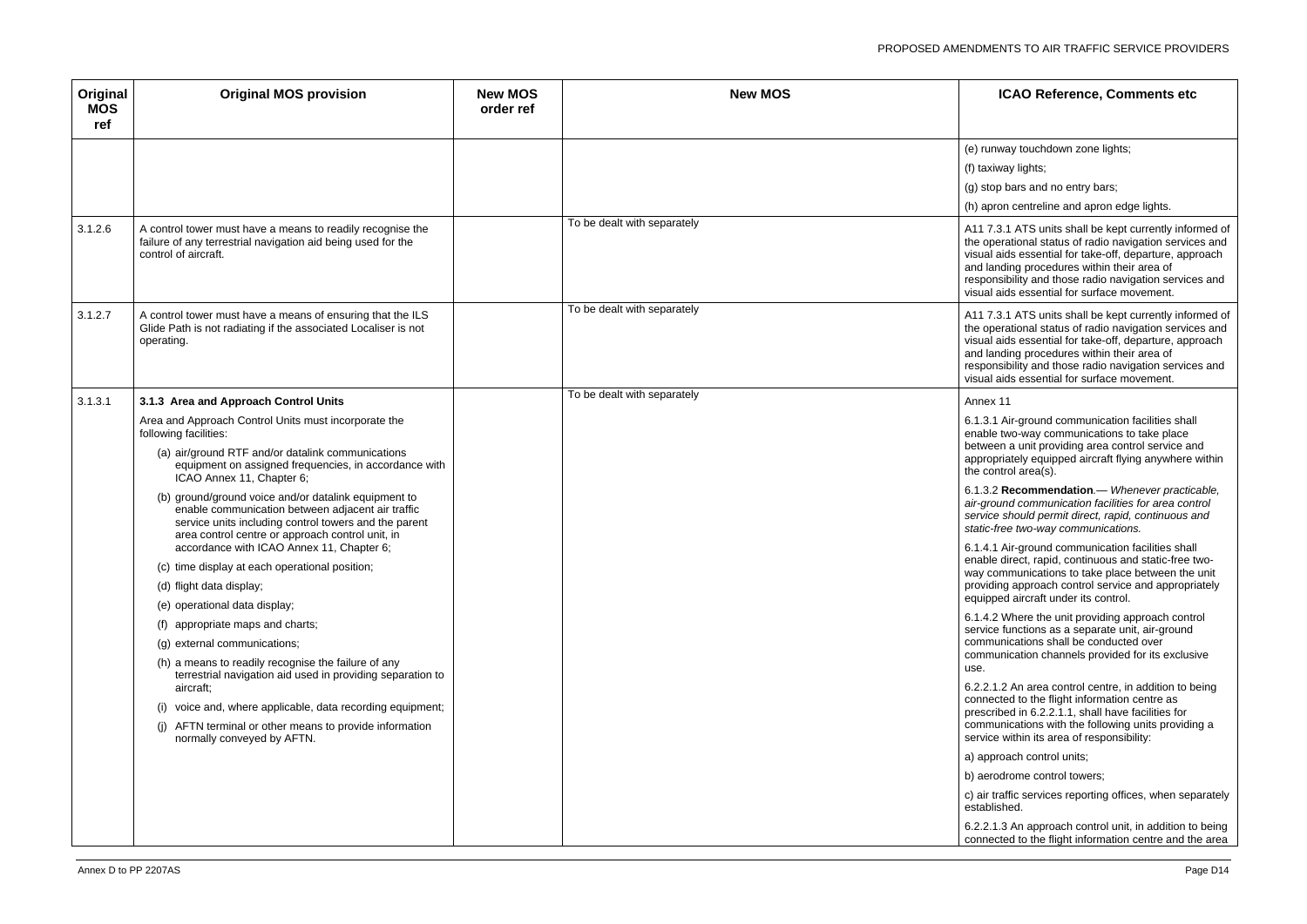| Original MOS ref | Original MOS provision | New MOS order ref | New MOS | ICAO Reference, Comments etc |
|---|---|---|---|---|
| | | | | (e) runway touchdown zone lights;<br>(f) taxiway lights;<br>(g) stop bars and no entry bars;<br>(h) apron centreline and apron edge lights. |
| 3.1.2.6 | A control tower must have a means to readily recognise the failure of any terrestrial navigation aid being used for the control of aircraft. | | To be dealt with separately | A11 7.3.1 ATS units shall be kept currently informed of the operational status of radio navigation services and visual aids essential for take-off, departure, approach and landing procedures within their area of responsibility and those radio navigation services and visual aids essential for surface movement. |
| 3.1.2.7 | A control tower must have a means of ensuring that the ILS Glide Path is not radiating if the associated Localiser is not operating. | | To be dealt with separately | A11 7.3.1 ATS units shall be kept currently informed of the operational status of radio navigation services and visual aids essential for take-off, departure, approach and landing procedures within their area of responsibility and those radio navigation services and visual aids essential for surface movement. |
| 3.1.3.1 | **3.1.3 Area and Approach Control Units**<br>Area and Approach Control Units must incorporate the following facilities:<br>(a) air/ground RTF and/or datalink communications equipment on assigned frequencies, in accordance with ICAO Annex 11, Chapter 6;<br>(b) ground/ground voice and/or datalink equipment to enable communication between adjacent air traffic service units including control towers and the parent area control centre or approach control unit, in accordance with ICAO Annex 11, Chapter 6;<br>(c) time display at each operational position;<br>(d) flight data display;<br>(e) operational data display;<br>(f) appropriate maps and charts;<br>(g) external communications;<br>(h) a means to readily recognise the failure of any terrestrial navigation aid used in providing separation to aircraft;<br>(i) voice and, where applicable, data recording equipment;<br>(j) AFTN terminal or other means to provide information normally conveyed by AFTN. | | To be dealt with separately | Annex 11<br>6.1.3.1 Air-ground communication facilities shall enable two-way communications to take place between a unit providing area control service and appropriately equipped aircraft flying anywhere within the control area(s).<br>6.1.3.2 **Recommendation**.— *Whenever practicable, air-ground communication facilities for area control service should permit direct, rapid, continuous and static-free two-way communications.*<br>6.1.4.1 Air-ground communication facilities shall enable direct, rapid, continuous and static-free two-way communications to take place between the unit providing approach control service and appropriately equipped aircraft under its control.<br>6.1.4.2 Where the unit providing approach control service functions as a separate unit, air-ground communications shall be conducted over communication channels provided for its exclusive use.<br>6.2.2.1.2 An area control centre, in addition to being connected to the flight information centre as prescribed in 6.2.2.1.1, shall have facilities for communications with the following units providing a service within its area of responsibility:<br>a) approach control units;<br>b) aerodrome control towers;<br>c) air traffic services reporting offices, when separately established.<br>6.2.2.1.3 An approach control unit, in addition to being connected to the flight information centre and the area |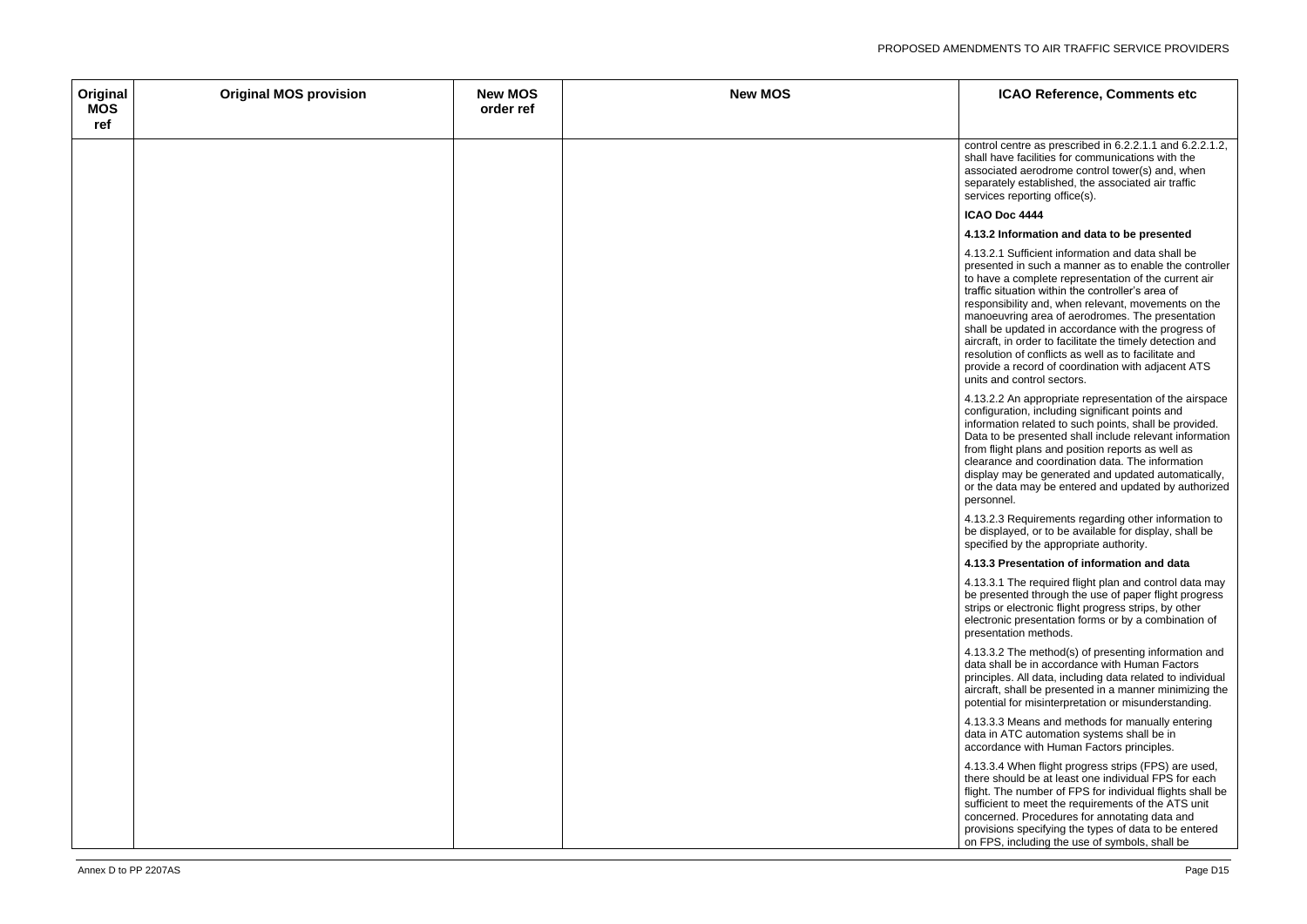| Original MOS ref | Original MOS provision | New MOS order ref | New MOS | ICAO Reference, Comments etc |
|---|---|---|---|---|
| | | | | control centre as prescribed in 6.2.2.1.1 and 6.2.2.1.2, shall have facilities for communications with the associated aerodrome control tower(s) and, when separately established, the associated air traffic services reporting office(s).<br><br>**ICAO Doc 4444**<br><br>**4.13.2 Information and data to be presented**<br><br>4.13.2.1 Sufficient information and data shall be presented in such a manner as to enable the controller to have a complete representation of the current air traffic situation within the controller's area of responsibility and, when relevant, movements on the manoeuvring area of aerodromes. The presentation shall be updated in accordance with the progress of aircraft, in order to facilitate the timely detection and resolution of conflicts as well as to facilitate and provide a record of coordination with adjacent ATS units and control sectors.<br><br>4.13.2.2 An appropriate representation of the airspace configuration, including significant points and information related to such points, shall be provided. Data to be presented shall include relevant information from flight plans and position reports as well as clearance and coordination data. The information display may be generated and updated automatically, or the data may be entered and updated by authorized personnel.<br><br>4.13.2.3 Requirements regarding other information to be displayed, or to be available for display, shall be specified by the appropriate authority.<br><br>**4.13.3 Presentation of information and data**<br><br>4.13.3.1 The required flight plan and control data may be presented through the use of paper flight progress strips or electronic flight progress strips, by other electronic presentation forms or by a combination of presentation methods.<br><br>4.13.3.2 The method(s) of presenting information and data shall be in accordance with Human Factors principles. All data, including data related to individual aircraft, shall be presented in a manner minimizing the potential for misinterpretation or misunderstanding.<br><br>4.13.3.3 Means and methods for manually entering data in ATC automation systems shall be in accordance with Human Factors principles.<br><br>4.13.3.4 When flight progress strips (FPS) are used, there should be at least one individual FPS for each flight. The number of FPS for individual flights shall be sufficient to meet the requirements of the ATS unit concerned. Procedures for annotating data and provisions specifying the types of data to be entered on FPS, including the use of symbols, shall be |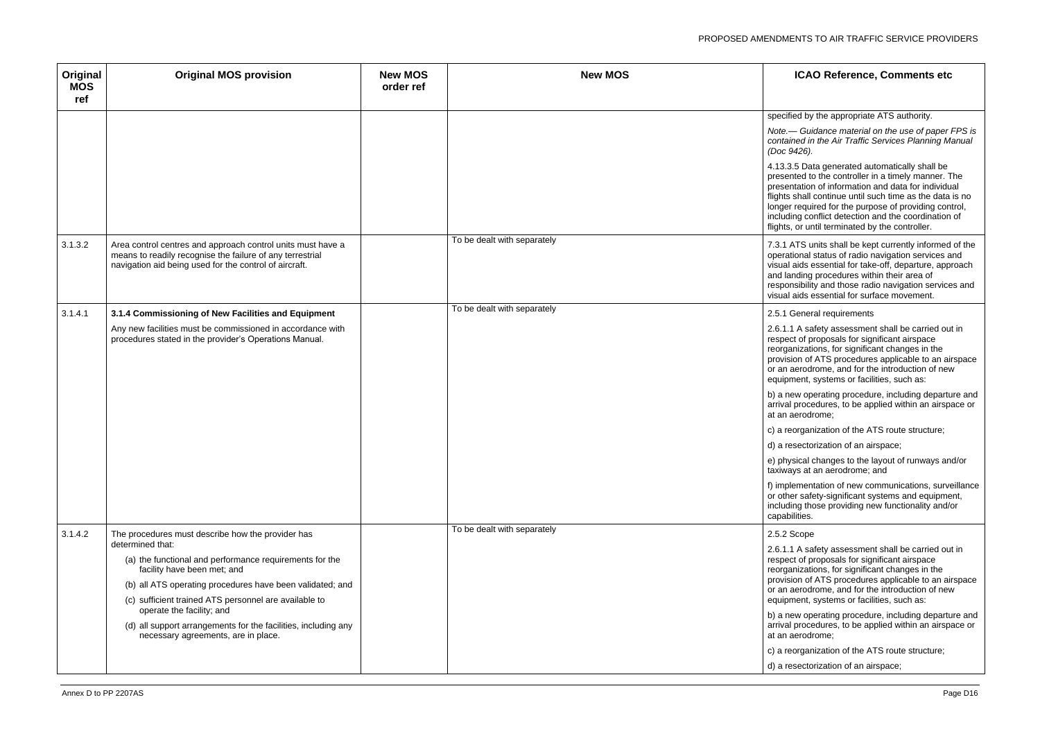| Original MOS ref | Original MOS provision | New MOS order ref | New MOS | ICAO Reference, Comments etc |
|---|---|---|---|---|
| | | | | specified by the appropriate ATS authority.<br><br>*Note.— Guidance material on the use of paper FPS is contained in the Air Traffic Services Planning Manual (Doc 9426).*<br><br>4.13.3.5 Data generated automatically shall be presented to the controller in a timely manner. The presentation of information and data for individual flights shall continue until such time as the data is no longer required for the purpose of providing control, including conflict detection and the coordination of flights, or until terminated by the controller. |
| 3.1.3.2 | Area control centres and approach control units must have a means to readily recognise the failure of any terrestrial navigation aid being used for the control of aircraft. | | To be dealt with separately | 7.3.1 ATS units shall be kept currently informed of the operational status of radio navigation services and visual aids essential for take-off, departure, approach and landing procedures within their area of responsibility and those radio navigation services and visual aids essential for surface movement. |
| 3.1.4.1 | **3.1.4 Commissioning of New Facilities and Equipment**<br><br>Any new facilities must be commissioned in accordance with procedures stated in the provider's Operations Manual. | | To be dealt with separately | 2.5.1 General requirements<br><br>2.6.1.1 A safety assessment shall be carried out in respect of proposals for significant airspace reorganizations, for significant changes in the provision of ATS procedures applicable to an airspace or an aerodrome, and for the introduction of new equipment, systems or facilities, such as:<br><br>b) a new operating procedure, including departure and arrival procedures, to be applied within an airspace or at an aerodrome;<br><br>c) a reorganization of the ATS route structure;<br><br>d) a resectorization of an airspace;<br><br>e) physical changes to the layout of runways and/or taxiways at an aerodrome; and<br><br>f) implementation of new communications, surveillance or other safety-significant systems and equipment, including those providing new functionality and/or capabilities. |
| 3.1.4.2 | The procedures must describe how the provider has determined that:<br><br>(a) the functional and performance requirements for the facility have been met; and<br><br>(b) all ATS operating procedures have been validated; and<br><br>(c) sufficient trained ATS personnel are available to operate the facility; and<br><br>(d) all support arrangements for the facilities, including any necessary agreements, are in place. | | To be dealt with separately | 2.5.2 Scope<br><br>2.6.1.1 A safety assessment shall be carried out in respect of proposals for significant airspace reorganizations, for significant changes in the provision of ATS procedures applicable to an airspace or an aerodrome, and for the introduction of new equipment, systems or facilities, such as:<br><br>b) a new operating procedure, including departure and arrival procedures, to be applied within an airspace or at an aerodrome;<br><br>c) a reorganization of the ATS route structure;<br><br>d) a resectorization of an airspace; |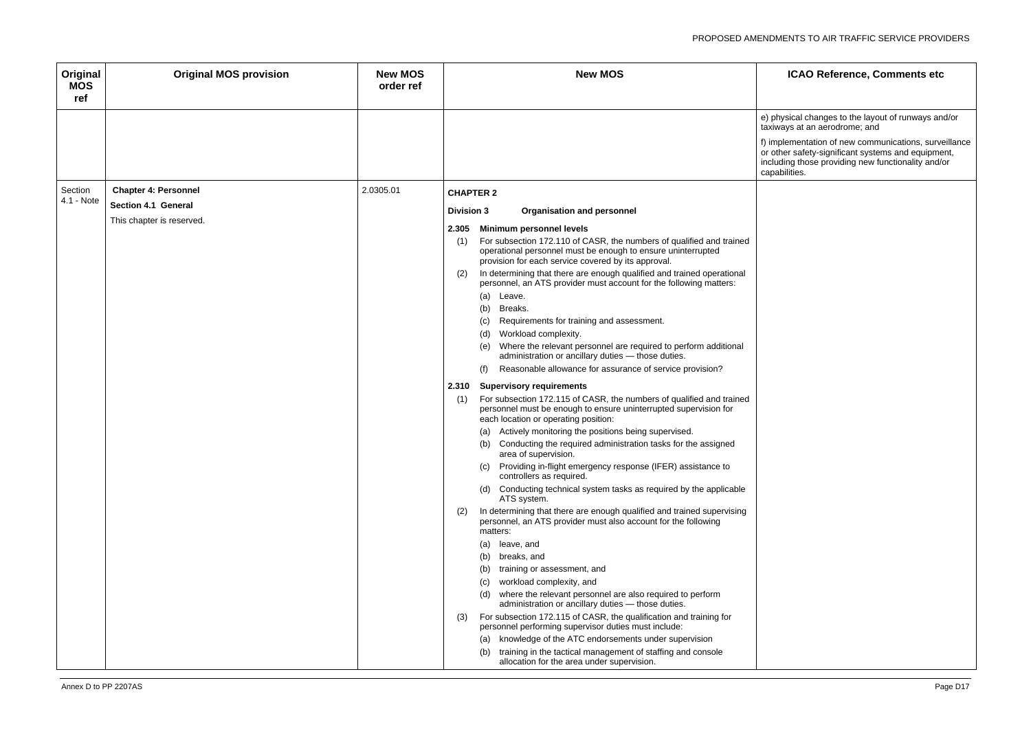| Original MOS ref | Original MOS provision | New MOS order ref | New MOS | ICAO Reference, Comments etc |
|---|---|---|---|---|
| | | | | e) physical changes to the layout of runways and/or taxiways at an aerodrome; and<br><br>f) implementation of new communications, surveillance or other safety-significant systems and equipment, including those providing new functionality and/or capabilities. |
| Section 4.1 - Note | **Chapter 4: Personnel**<br>**Section 4.1 General**<br>This chapter is reserved. | 2.0305.01 | **CHAPTER 2**<br>**Division 3 Organisation and personnel**<br>**2.305 Minimum personnel levels**<br>(1) For subsection 172.110 of CASR, the numbers of qualified and trained operational personnel must be enough to ensure uninterrupted provision for each service covered by its approval.<br>(2) In determining that there are enough qualified and trained operational personnel, an ATS provider must account for the following matters:<br>(a) Leave.<br>(b) Breaks.<br>(c) Requirements for training and assessment.<br>(d) Workload complexity.<br>(e) Where the relevant personnel are required to perform additional administration or ancillary duties — those duties.<br>(f) Reasonable allowance for assurance of service provision?<br>**2.310 Supervisory requirements**<br>(1) For subsection 172.115 of CASR, the numbers of qualified and trained personnel must be enough to ensure uninterrupted supervision for each location or operating position:<br>(a) Actively monitoring the positions being supervised.<br>(b) Conducting the required administration tasks for the assigned area of supervision.<br>(c) Providing in-flight emergency response (IFER) assistance to controllers as required.<br>(d) Conducting technical system tasks as required by the applicable ATS system.<br>(2) In determining that there are enough qualified and trained supervising personnel, an ATS provider must also account for the following matters:<br>(a) leave, and<br>(b) breaks, and<br>(b) training or assessment, and<br>(c) workload complexity, and<br>(d) where the relevant personnel are also required to perform administration or ancillary duties — those duties.<br>(3) For subsection 172.115 of CASR, the qualification and training for personnel performing supervisor duties must include:<br>(a) knowledge of the ATC endorsements under supervision<br>(b) training in the tactical management of staffing and console allocation for the area under supervision. | |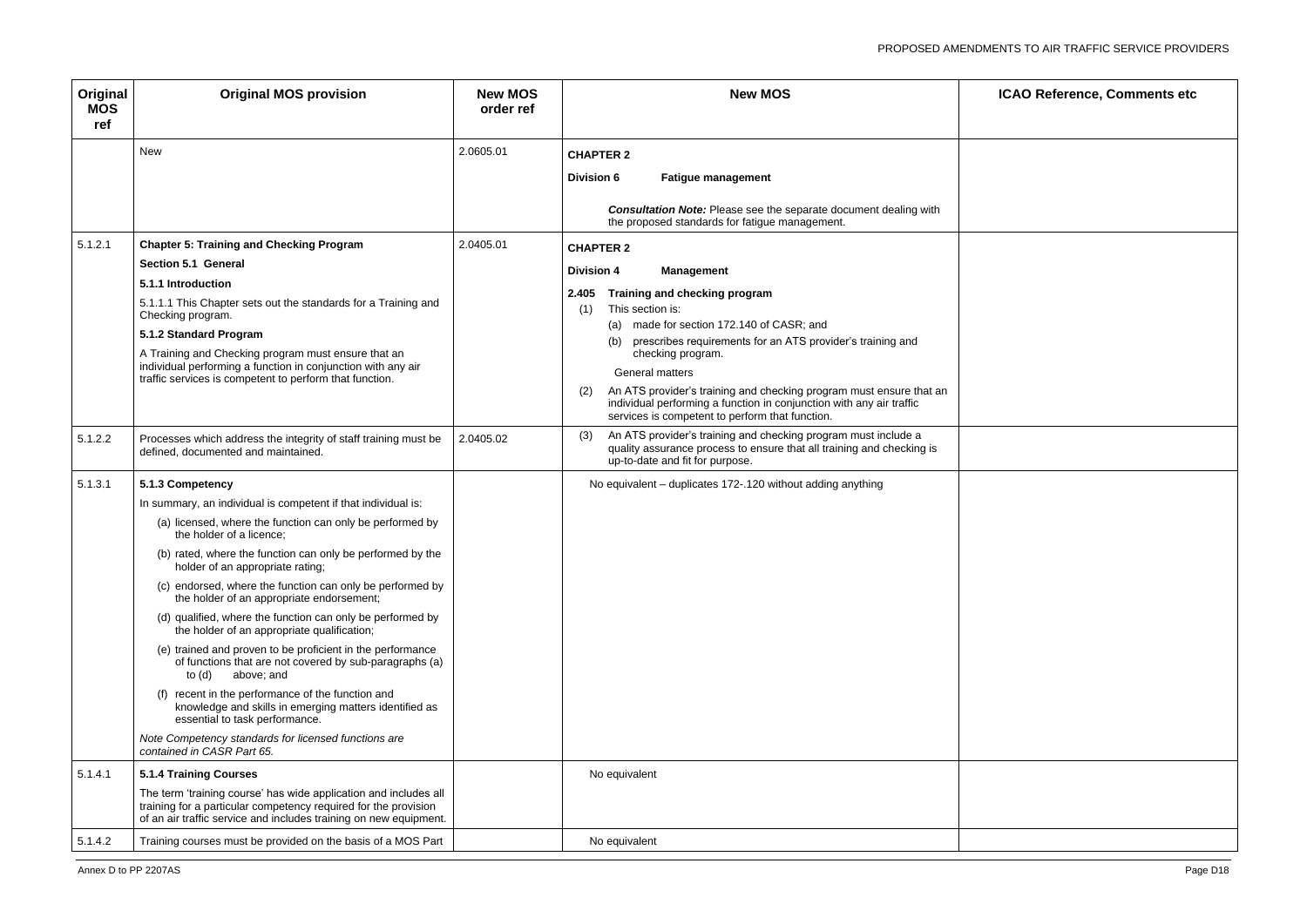| Original MOS ref | Original MOS provision | New MOS order ref | New MOS | ICAO Reference, Comments etc |
|---|---|---|---|---|
| | New | 2.0605.01 | **CHAPTER 2**<br>**Division 6 Fatigue management**<br>***Consultation Note:*** *Please see the separate document dealing with the proposed standards for fatigue management.* | |
| 5.1.2.1 | **Chapter 5: Training and Checking Program**<br>**Section 5.1 General**<br>**5.1.1 Introduction**<br>5.1.1.1 This Chapter sets out the standards for a Training and Checking program.<br>**5.1.2 Standard Program**<br>A Training and Checking program must ensure that an individual performing a function in conjunction with any air traffic services is competent to perform that function. | 2.0405.01 | **CHAPTER 2**<br>**Division 4 Management**<br>**2.405 Training and checking program**<br>(1) This section is:<br>(a) made for section 172.140 of CASR; and<br>(b) prescribes requirements for an ATS provider's training and checking program.<br>General matters<br>(2) An ATS provider's training and checking program must ensure that an individual performing a function in conjunction with any air traffic services is competent to perform that function. | |
| 5.1.2.2 | Processes which address the integrity of staff training must be defined, documented and maintained. | 2.0405.02 | (3) An ATS provider's training and checking program must include a quality assurance process to ensure that all training and checking is up-to-date and fit for purpose. | |
| 5.1.3.1 | **5.1.3 Competency**<br>In summary, an individual is competent if that individual is:<br>(a) licensed, where the function can only be performed by the holder of a licence;<br>(b) rated, where the function can only be performed by the holder of an appropriate rating;<br>(c) endorsed, where the function can only be performed by the holder of an appropriate endorsement;<br>(d) qualified, where the function can only be performed by the holder of an appropriate qualification;<br>(e) trained and proven to be proficient in the performance of functions that are not covered by sub-paragraphs (a) to (d) above; and<br>(f) recent in the performance of the function and knowledge and skills in emerging matters identified as essential to task performance.<br>*Note Competency standards for licensed functions are contained in CASR Part 65.* | | No equivalent – duplicates 172-.120 without adding anything | |
| 5.1.4.1 | **5.1.4 Training Courses**<br>The term 'training course' has wide application and includes all training for a particular competency required for the provision of an air traffic service and includes training on new equipment. | | No equivalent | |
| 5.1.4.2 | Training courses must be provided on the basis of a MOS Part | | No equivalent | |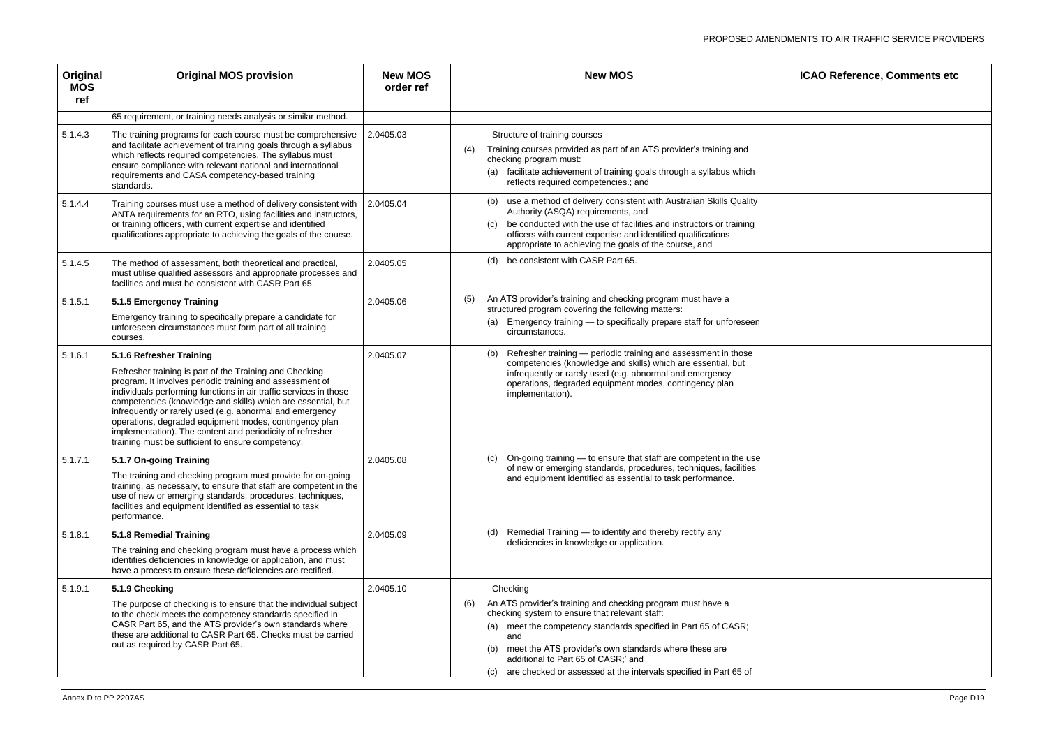| Original MOS ref | Original MOS provision | New MOS order ref | New MOS | ICAO Reference, Comments etc |
|---|---|---|---|---|
| | 65 requirement, or training needs analysis or similar method. | | | |
| 5.1.4.3 | The training programs for each course must be comprehensive and facilitate achievement of training goals through a syllabus which reflects required competencies. The syllabus must ensure compliance with relevant national and international requirements and CASA competency-based training standards. | 2.0405.03 | Structure of training courses<br>(4) Training courses provided as part of an ATS provider's training and checking program must:<br>(a) facilitate achievement of training goals through a syllabus which reflects required competencies.; and | |
| 5.1.4.4 | Training courses must use a method of delivery consistent with ANTA requirements for an RTO, using facilities and instructors, or training officers, with current expertise and identified qualifications appropriate to achieving the goals of the course. | 2.0405.04 | (b) use a method of delivery consistent with Australian Skills Quality Authority (ASQA) requirements, and<br>(c) be conducted with the use of facilities and instructors or training officers with current expertise and identified qualifications appropriate to achieving the goals of the course, and | |
| 5.1.4.5 | The method of assessment, both theoretical and practical, must utilise qualified assessors and appropriate processes and facilities and must be consistent with CASR Part 65. | 2.0405.05 | (d) be consistent with CASR Part 65. | |
| 5.1.5.1 | **5.1.5 Emergency Training**<br>Emergency training to specifically prepare a candidate for unforeseen circumstances must form part of all training courses. | 2.0405.06 | (5) An ATS provider's training and checking program must have a structured program covering the following matters:<br>(a) Emergency training — to specifically prepare staff for unforeseen circumstances. | |
| 5.1.6.1 | **5.1.6 Refresher Training**<br>Refresher training is part of the Training and Checking program. It involves periodic training and assessment of individuals performing functions in air traffic services in those competencies (knowledge and skills) which are essential, but infrequently or rarely used (e.g. abnormal and emergency operations, degraded equipment modes, contingency plan implementation). The content and periodicity of refresher training must be sufficient to ensure competency. | 2.0405.07 | (b) Refresher training — periodic training and assessment in those competencies (knowledge and skills) which are essential, but infrequently or rarely used (e.g. abnormal and emergency operations, degraded equipment modes, contingency plan implementation). | |
| 5.1.7.1 | **5.1.7 On-going Training**<br>The training and checking program must provide for on-going training, as necessary, to ensure that staff are competent in the use of new or emerging standards, procedures, techniques, facilities and equipment identified as essential to task performance. | 2.0405.08 | (c) On-going training — to ensure that staff are competent in the use of new or emerging standards, procedures, techniques, facilities and equipment identified as essential to task performance. | |
| 5.1.8.1 | **5.1.8 Remedial Training**<br>The training and checking program must have a process which identifies deficiencies in knowledge or application, and must have a process to ensure these deficiencies are rectified. | 2.0405.09 | (d) Remedial Training — to identify and thereby rectify any deficiencies in knowledge or application. | |
| 5.1.9.1 | **5.1.9 Checking**<br>The purpose of checking is to ensure that the individual subject to the check meets the competency standards specified in CASR Part 65, and the ATS provider's own standards where these are additional to CASR Part 65. Checks must be carried out as required by CASR Part 65. | 2.0405.10 | Checking<br>(6) An ATS provider's training and checking program must have a checking system to ensure that relevant staff:<br>(a) meet the competency standards specified in Part 65 of CASR; and<br>(b) meet the ATS provider's own standards where these are additional to Part 65 of CASR;' and<br>(c) are checked or assessed at the intervals specified in Part 65 of | |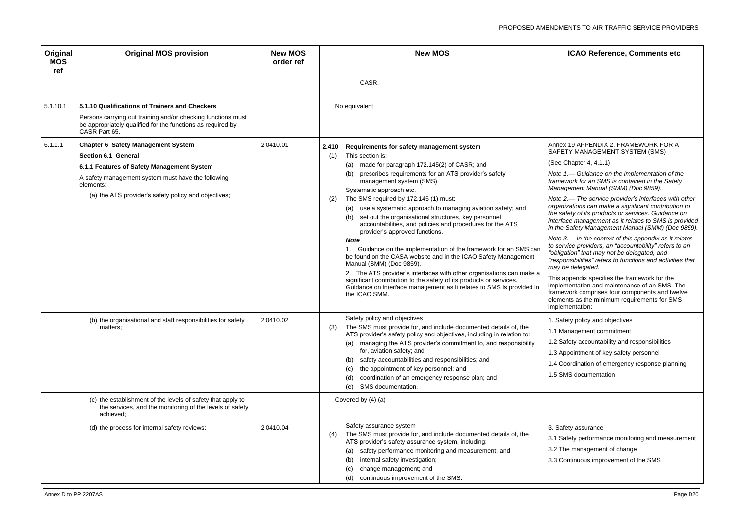| Original MOS ref | Original MOS provision | New MOS order ref | New MOS | ICAO Reference, Comments etc |
|---|---|---|---|---|
| | | | CASR. | |
| 5.1.10.1 | **5.1.10 Qualifications of Trainers and Checkers**<br>Persons carrying out training and/or checking functions must be appropriately qualified for the functions as required by CASR Part 65. | | No equivalent | |
| 6.1.1.1 | **Chapter 6 Safety Management System**<br>**Section 6.1 General**<br>**6.1.1 Features of Safety Management System**<br>A safety management system must have the following elements:<br>(a) the ATS provider's safety policy and objectives; | 2.0410.01 | **2.410 Requirements for safety management system**<br>(1) This section is:<br>(a) made for paragraph 172.145(2) of CASR; and<br>(b) prescribes requirements for an ATS provider's safety management system (SMS).<br>Systematic approach etc.<br>(2) The SMS required by 172.145 (1) must:<br>(a) use a systematic approach to managing aviation safety; and<br>(b) set out the organisational structures, key personnel accountabilities, and policies and procedures for the ATS provider's approved functions.<br>***Note***<br>1. Guidance on the implementation of the framework for an SMS can be found on the CASA website and in the ICAO Safety Management Manual (SMM) (Doc 9859).<br>2. The ATS provider's interfaces with other organisations can make a significant contribution to the safety of its products or services. Guidance on interface management as it relates to SMS is provided in the ICAO SMM. | Annex 19 APPENDIX 2. FRAMEWORK FOR A SAFETY MANAGEMENT SYSTEM (SMS)<br>(See Chapter 4, 4.1.1)<br>*Note 1.— Guidance on the implementation of the framework for an SMS is contained in the Safety Management Manual (SMM) (Doc 9859).*<br>*Note 2.— The service provider's interfaces with other organizations can make a significant contribution to the safety of its products or services. Guidance on interface management as it relates to SMS is provided in the Safety Management Manual (SMM) (Doc 9859).*<br>*Note 3.— In the context of this appendix as it relates to service providers, an "accountability" refers to an "obligation" that may not be delegated, and "responsibilities" refers to functions and activities that may be delegated.*<br>This appendix specifies the framework for the implementation and maintenance of an SMS. The framework comprises four components and twelve elements as the minimum requirements for SMS implementation: |
| | (b) the organisational and staff responsibilities for safety matters; | 2.0410.02 | Safety policy and objectives<br>(3) The SMS must provide for, and include documented details of, the ATS provider's safety policy and objectives, including in relation to:<br>(a) managing the ATS provider's commitment to, and responsibility for, aviation safety; and<br>(b) safety accountabilities and responsibilities; and<br>(c) the appointment of key personnel; and<br>(d) coordination of an emergency response plan; and<br>(e) SMS documentation. | 1. Safety policy and objectives<br>1.1 Management commitment<br>1.2 Safety accountability and responsibilities<br>1.3 Appointment of key safety personnel<br>1.4 Coordination of emergency response planning<br>1.5 SMS documentation |
| | (c) the establishment of the levels of safety that apply to the services, and the monitoring of the levels of safety achieved; | | Covered by (4) (a) | |
| | (d) the process for internal safety reviews; | 2.0410.04 | Safety assurance system<br>(4) The SMS must provide for, and include documented details of, the ATS provider's safety assurance system, including:<br>(a) safety performance monitoring and measurement; and<br>(b) internal safety investigation;<br>(c) change management; and<br>(d) continuous improvement of the SMS. | 3. Safety assurance<br>3.1 Safety performance monitoring and measurement<br>3.2 The management of change<br>3.3 Continuous improvement of the SMS |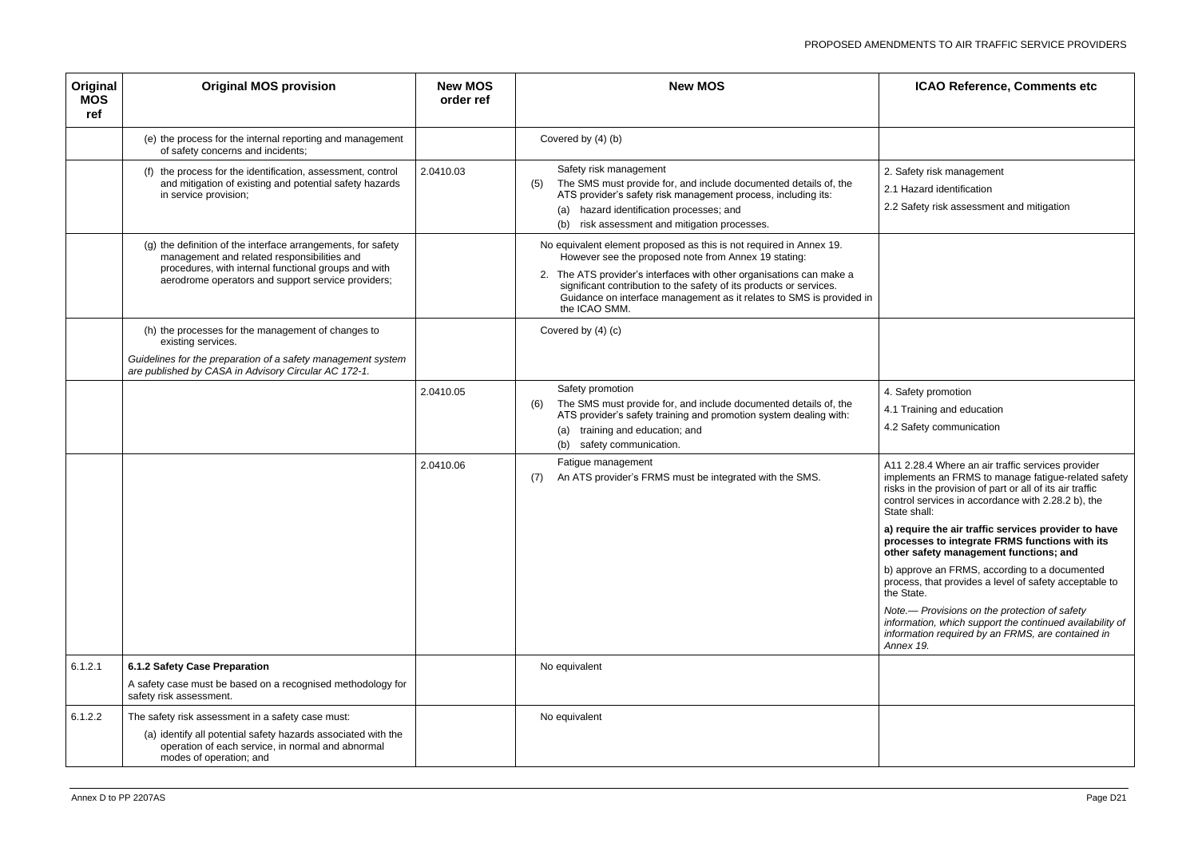| Original MOS ref | Original MOS provision | New MOS order ref | New MOS | ICAO Reference, Comments etc |
|---|---|---|---|---|
| | (e) the process for the internal reporting and management of safety concerns and incidents; | | Covered by (4) (b) | |
| | (f) the process for the identification, assessment, control and mitigation of existing and potential safety hazards in service provision; | 2.0410.03 | Safety risk management<br>(5) The SMS must provide for, and include documented details of, the ATS provider's safety risk management process, including its:<br>(a) hazard identification processes; and<br>(b) risk assessment and mitigation processes. | 2. Safety risk management<br>2.1 Hazard identification<br>2.2 Safety risk assessment and mitigation |
| | (g) the definition of the interface arrangements, for safety management and related responsibilities and procedures, with internal functional groups and with aerodrome operators and support service providers; | | No equivalent element proposed as this is not required in Annex 19. However see the proposed note from Annex 19 stating:<br>2. The ATS provider's interfaces with other organisations can make a significant contribution to the safety of its products or services. Guidance on interface management as it relates to SMS is provided in the ICAO SMM. | |
| | (h) the processes for the management of changes to existing services.<br>*Guidelines for the preparation of a safety management system are published by CASA in Advisory Circular AC 172-1.* | | Covered by (4) (c) | |
| | | 2.0410.05 | Safety promotion<br>(6) The SMS must provide for, and include documented details of, the ATS provider's safety training and promotion system dealing with:<br>(a) training and education; and<br>(b) safety communication. | 4. Safety promotion<br>4.1 Training and education<br>4.2 Safety communication |
| | | 2.0410.06 | Fatigue management<br>(7) An ATS provider's FRMS must be integrated with the SMS. | A11 2.28.4 Where an air traffic services provider implements an FRMS to manage fatigue-related safety risks in the provision of part or all of its air traffic control services in accordance with 2.28.2 b), the State shall:<br>**a) require the air traffic services provider to have processes to integrate FRMS functions with its other safety management functions; and**<br>b) approve an FRMS, according to a documented process, that provides a level of safety acceptable to the State.<br>*Note.— Provisions on the protection of safety information, which support the continued availability of information required by an FRMS, are contained in Annex 19.* |
| 6.1.2.1 | **6.1.2 Safety Case Preparation**<br>A safety case must be based on a recognised methodology for safety risk assessment. | | No equivalent | |
| 6.1.2.2 | The safety risk assessment in a safety case must:<br>(a) identify all potential safety hazards associated with the operation of each service, in normal and abnormal modes of operation; and | | No equivalent | |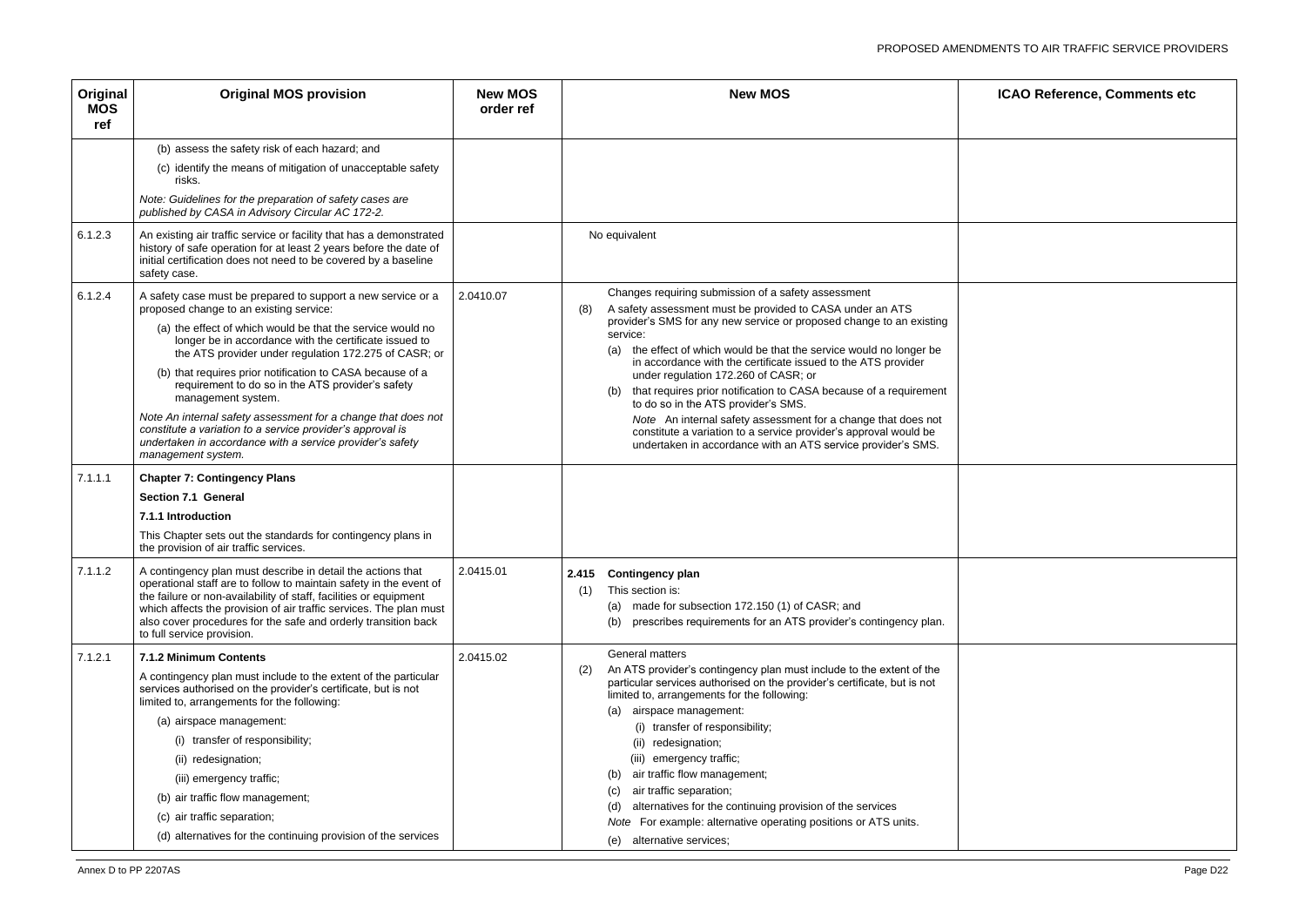| Original MOS ref | Original MOS provision | New MOS order ref | New MOS | ICAO Reference, Comments etc |
|---|---|---|---|---|
| | (b) assess the safety risk of each hazard; and<br><br>(c) identify the means of mitigation of unacceptable safety risks.<br><br>*Note: Guidelines for the preparation of safety cases are published by CASA in Advisory Circular AC 172-2.* | | | |
| 6.1.2.3 | An existing air traffic service or facility that has a demonstrated history of safe operation for at least 2 years before the date of initial certification does not need to be covered by a baseline safety case. | | No equivalent | |
| 6.1.2.4 | A safety case must be prepared to support a new service or a proposed change to an existing service:<br><br>(a) the effect of which would be that the service would no longer be in accordance with the certificate issued to the ATS provider under regulation 172.275 of CASR; or<br><br>(b) that requires prior notification to CASA because of a requirement to do so in the ATS provider's safety management system.<br><br>*Note An internal safety assessment for a change that does not constitute a variation to a service provider's approval is undertaken in accordance with a service provider's safety management system.* | 2.0410.07 | Changes requiring submission of a safety assessment<br><br>(8) A safety assessment must be provided to CASA under an ATS provider's SMS for any new service or proposed change to an existing service:<br><br>(a) the effect of which would be that the service would no longer be in accordance with the certificate issued to the ATS provider under regulation 172.260 of CASR; or<br><br>(b) that requires prior notification to CASA because of a requirement to do so in the ATS provider's SMS.<br><br>*Note* An internal safety assessment for a change that does not constitute a variation to a service provider's approval would be undertaken in accordance with an ATS service provider's SMS. | |
| 7.1.1.1 | **Chapter 7: Contingency Plans**<br><br>**Section 7.1 General**<br><br>**7.1.1 Introduction**<br><br>This Chapter sets out the standards for contingency plans in the provision of air traffic services. | | | |
| 7.1.1.2 | A contingency plan must describe in detail the actions that operational staff are to follow to maintain safety in the event of the failure or non-availability of staff, facilities or equipment which affects the provision of air traffic services. The plan must also cover procedures for the safe and orderly transition back to full service provision. | 2.0415.01 | **2.415 Contingency plan**<br><br>(1) This section is:<br><br>(a) made for subsection 172.150 (1) of CASR; and<br><br>(b) prescribes requirements for an ATS provider's contingency plan. | |
| 7.1.2.1 | **7.1.2 Minimum Contents**<br><br>A contingency plan must include to the extent of the particular services authorised on the provider's certificate, but is not limited to, arrangements for the following:<br><br>(a) airspace management:<br><br>(i) transfer of responsibility;<br><br>(ii) redesignation;<br><br>(iii) emergency traffic;<br><br>(b) air traffic flow management;<br><br>(c) air traffic separation;<br><br>(d) alternatives for the continuing provision of the services | 2.0415.02 | General matters<br><br>(2) An ATS provider's contingency plan must include to the extent of the particular services authorised on the provider's certificate, but is not limited to, arrangements for the following:<br><br>(a) airspace management:<br><br>(i) transfer of responsibility;<br><br>(ii) redesignation;<br><br>(iii) emergency traffic;<br><br>(b) air traffic flow management;<br><br>(c) air traffic separation;<br><br>(d) alternatives for the continuing provision of the services<br><br>*Note* For example: alternative operating positions or ATS units.<br><br>(e) alternative services; | |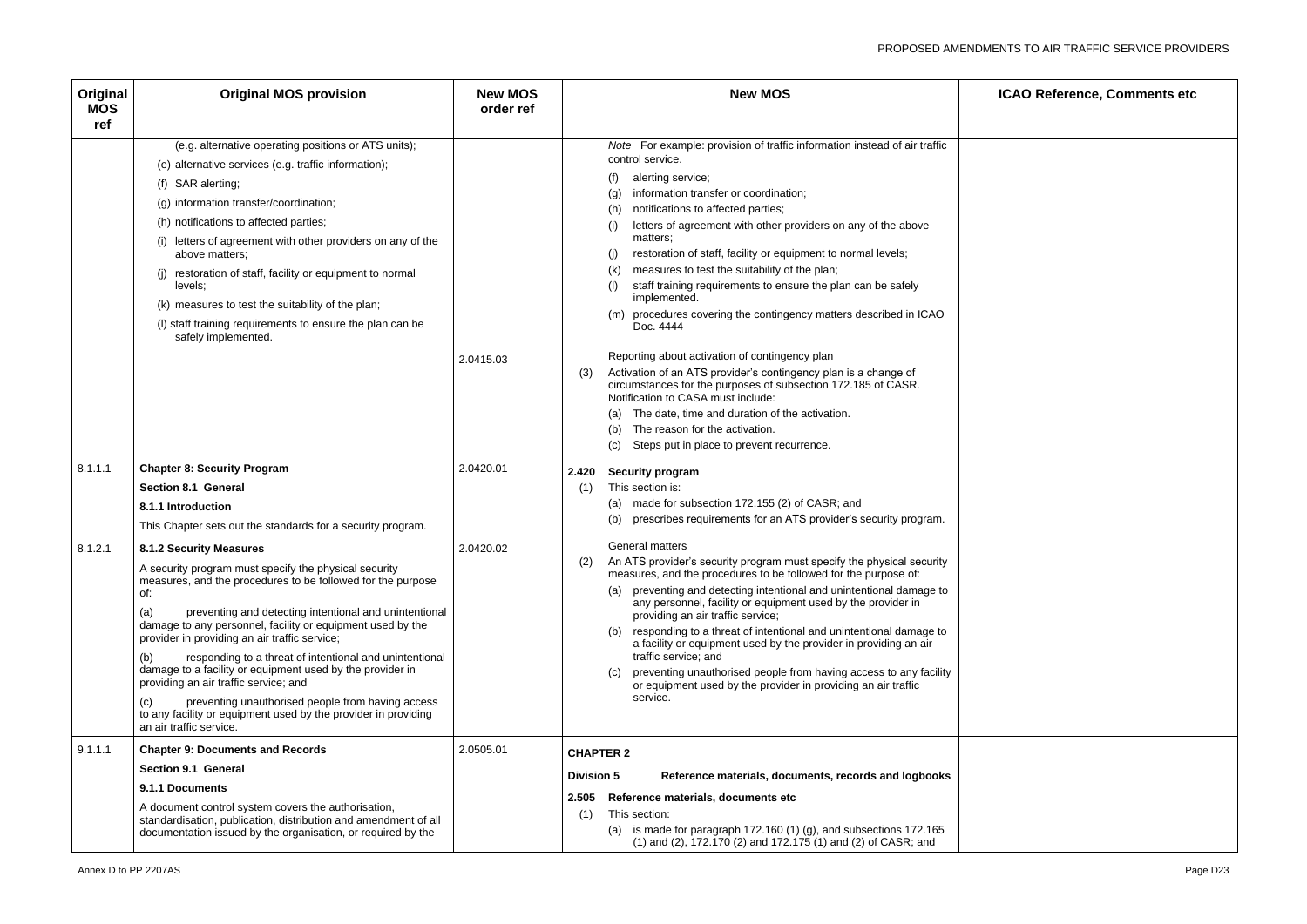| Original MOS ref | Original MOS provision | New MOS order ref | New MOS | ICAO Reference, Comments etc |
|---|---|---|---|---|
| | (e.g. alternative operating positions or ATS units);<br>(e) alternative services (e.g. traffic information);<br>(f) SAR alerting;<br>(g) information transfer/coordination;<br>(h) notifications to affected parties;<br>(i) letters of agreement with other providers on any of the above matters;<br>(j) restoration of staff, facility or equipment to normal levels;<br>(k) measures to test the suitability of the plan;<br>(l) staff training requirements to ensure the plan can be safely implemented. | | *Note* For example: provision of traffic information instead of air traffic control service.<br>(f) alerting service;<br>(g) information transfer or coordination;<br>(h) notifications to affected parties;<br>(i) letters of agreement with other providers on any of the above matters;<br>(j) restoration of staff, facility or equipment to normal levels;<br>(k) measures to test the suitability of the plan;<br>(l) staff training requirements to ensure the plan can be safely implemented.<br>(m) procedures covering the contingency matters described in ICAO Doc. 4444 | |
| | | 2.0415.03 | Reporting about activation of contingency plan<br>(3) Activation of an ATS provider's contingency plan is a change of circumstances for the purposes of subsection 172.185 of CASR. Notification to CASA must include:<br>(a) The date, time and duration of the activation.<br>(b) The reason for the activation.<br>(c) Steps put in place to prevent recurrence. | |
| 8.1.1.1 | **Chapter 8: Security Program**<br>**Section 8.1 General**<br>**8.1.1 Introduction**<br>This Chapter sets out the standards for a security program. | 2.0420.01 | **2.420 Security program**<br>(1) This section is:<br>(a) made for subsection 172.155 (2) of CASR; and<br>(b) prescribes requirements for an ATS provider's security program. | |
| 8.1.2.1 | **8.1.2 Security Measures**<br>A security program must specify the physical security measures, and the procedures to be followed for the purpose of:<br>(a) preventing and detecting intentional and unintentional damage to any personnel, facility or equipment used by the provider in providing an air traffic service;<br>(b) responding to a threat of intentional and unintentional damage to a facility or equipment used by the provider in providing an air traffic service; and<br>(c) preventing unauthorised people from having access to any facility or equipment used by the provider in providing an air traffic service. | 2.0420.02 | General matters<br>(2) An ATS provider's security program must specify the physical security measures, and the procedures to be followed for the purpose of:<br>(a) preventing and detecting intentional and unintentional damage to any personnel, facility or equipment used by the provider in providing an air traffic service;<br>(b) responding to a threat of intentional and unintentional damage to a facility or equipment used by the provider in providing an air traffic service; and<br>(c) preventing unauthorised people from having access to any facility or equipment used by the provider in providing an air traffic service. | |
| 9.1.1.1 | **Chapter 9: Documents and Records**<br>**Section 9.1 General**<br>**9.1.1 Documents**<br>A document control system covers the authorisation, standardisation, publication, distribution and amendment of all documentation issued by the organisation, or required by the | 2.0505.01 | **CHAPTER 2**<br>**Division 5 Reference materials, documents, records and logbooks**<br>**2.505 Reference materials, documents etc**<br>(1) This section:<br>(a) is made for paragraph 172.160 (1) (g), and subsections 172.165 (1) and (2), 172.170 (2) and 172.175 (1) and (2) of CASR; and | |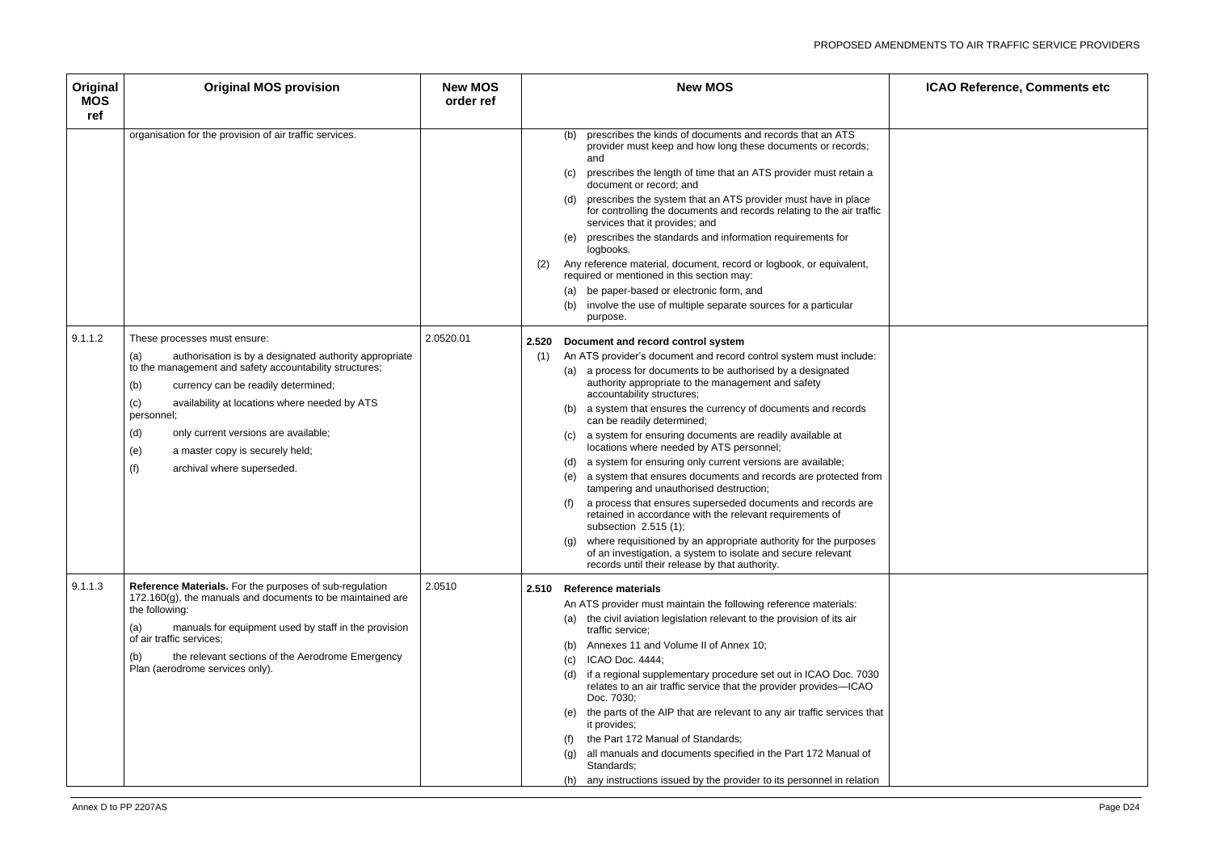| Original MOS ref | Original MOS provision | New MOS order ref | New MOS | ICAO Reference, Comments etc |
|---|---|---|---|---|
| | organisation for the provision of air traffic services. | | (b) prescribes the kinds of documents and records that an ATS provider must keep and how long these documents or records; and<br>(c) prescribes the length of time that an ATS provider must retain a document or record; and<br>(d) prescribes the system that an ATS provider must have in place for controlling the documents and records relating to the air traffic services that it provides; and<br>(e) prescribes the standards and information requirements for logbooks.<br>(2) Any reference material, document, record or logbook, or equivalent, required or mentioned in this section may:<br>(a) be paper-based or electronic form, and<br>(b) involve the use of multiple separate sources for a particular purpose. | |
| 9.1.1.2 | These processes must ensure:<br>(a) authorisation is by a designated authority appropriate to the management and safety accountability structures;<br>(b) currency can be readily determined;<br>(c) availability at locations where needed by ATS personnel;<br>(d) only current versions are available;<br>(e) a master copy is securely held;<br>(f) archival where superseded. | 2.0520.01 | **2.520 Document and record control system**<br>(1) An ATS provider's document and record control system must include:<br>(a) a process for documents to be authorised by a designated authority appropriate to the management and safety accountability structures;<br>(b) a system that ensures the currency of documents and records can be readily determined;<br>(c) a system for ensuring documents are readily available at locations where needed by ATS personnel;<br>(d) a system for ensuring only current versions are available;<br>(e) a system that ensures documents and records are protected from tampering and unauthorised destruction;<br>(f) a process that ensures superseded documents and records are retained in accordance with the relevant requirements of subsection 2.515 (1);<br>(g) where requisitioned by an appropriate authority for the purposes of an investigation, a system to isolate and secure relevant records until their release by that authority. | |
| 9.1.1.3 | **Reference Materials.** For the purposes of sub-regulation 172.160(g), the manuals and documents to be maintained are the following:<br>(a) manuals for equipment used by staff in the provision of air traffic services;<br>(b) the relevant sections of the Aerodrome Emergency Plan (aerodrome services only). | 2.0510 | **2.510 Reference materials**<br>An ATS provider must maintain the following reference materials:<br>(a) the civil aviation legislation relevant to the provision of its air traffic service;<br>(b) Annexes 11 and Volume II of Annex 10;<br>(c) ICAO Doc. 4444;<br>(d) if a regional supplementary procedure set out in ICAO Doc. 7030 relates to an air traffic service that the provider provides—ICAO Doc. 7030;<br>(e) the parts of the AIP that are relevant to any air traffic services that it provides;<br>(f) the Part 172 Manual of Standards;<br>(g) all manuals and documents specified in the Part 172 Manual of Standards;<br>(h) any instructions issued by the provider to its personnel in relation | |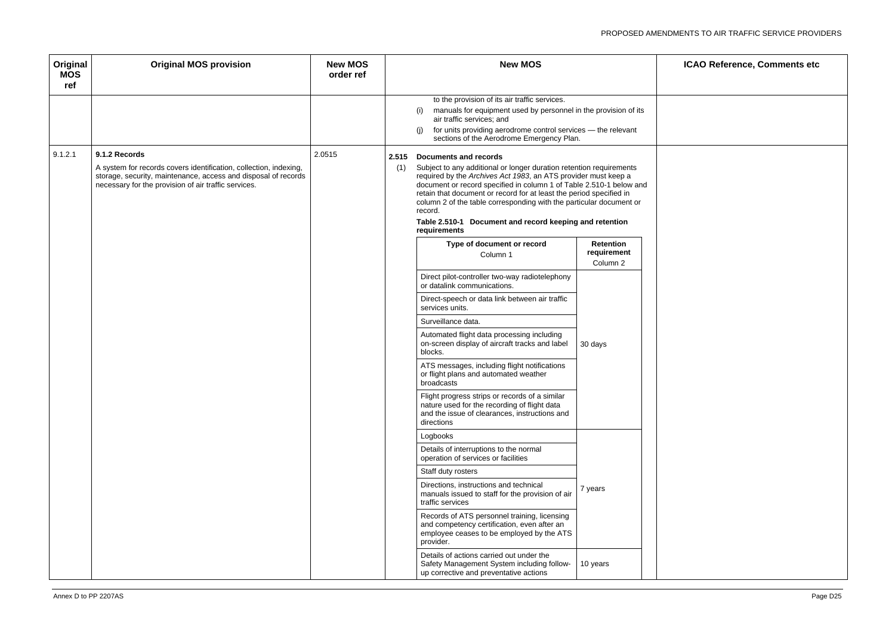| Original MOS ref | Original MOS provision | New MOS order ref | New MOS | ICAO Reference, Comments etc |
|---|---|---|---|---|
| | | | to the provision of its air traffic services.<br>(i) manuals for equipment used by personnel in the provision of its air traffic services; and<br>(j) for units providing aerodrome control services — the relevant sections of the Aerodrome Emergency Plan. | |
| 9.1.2.1 | **9.1.2 Records**<br>A system for records covers identification, collection, indexing, storage, security, maintenance, access and disposal of records necessary for the provision of air traffic services. | 2.0515 | **2.515 Documents and records**<br>(1) Subject to any additional or longer duration retention requirements required by the *Archives Act 1983*, an ATS provider must keep a document or record specified in column 1 of Table 2.510-1 below and retain that document or record for at least the period specified in column 2 of the table corresponding with the particular document or record.<br>**Table 2.510-1 Document and record keeping and retention requirements** | |

| Type of document or record<br>Column 1 | Retention requirement<br>Column 2 |
|---|---|
| Direct pilot-controller two-way radiotelephony or datalink communications. | 30 days |
| Direct-speech or data link between air traffic services units. | 30 days |
| Surveillance data. | 30 days |
| Automated flight data processing including on-screen display of aircraft tracks and label blocks. | 30 days |
| ATS messages, including flight notifications or flight plans and automated weather broadcasts | 30 days |
| Flight progress strips or records of a similar nature used for the recording of flight data and the issue of clearances, instructions and directions | 30 days |
| Logbooks | 7 years |
| Details of interruptions to the normal operation of services or facilities | 7 years |
| Staff duty rosters | 7 years |
| Directions, instructions and technical manuals issued to staff for the provision of air traffic services | 7 years |
| Records of ATS personnel training, licensing and competency certification, even after an employee ceases to be employed by the ATS provider. | 7 years |
| Details of actions carried out under the Safety Management System including follow-up corrective and preventative actions | 10 years |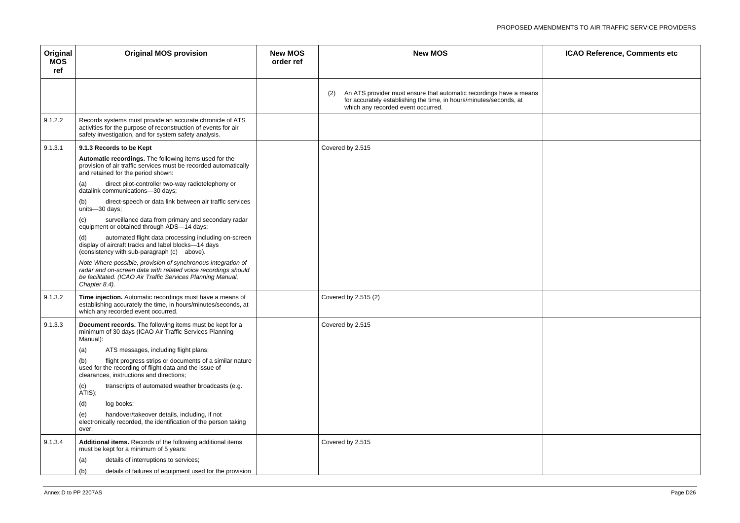| Original MOS ref | Original MOS provision | New MOS order ref | New MOS | ICAO Reference, Comments etc |
|---|---|---|---|---|
| | | | (2) An ATS provider must ensure that automatic recordings have a means for accurately establishing the time, in hours/minutes/seconds, at which any recorded event occurred. | |
| 9.1.2.2 | Records systems must provide an accurate chronicle of ATS activities for the purpose of reconstruction of events for air safety investigation, and for system safety analysis. | | | |
| 9.1.3.1 | **9.1.3 Records to be Kept**<br>**Automatic recordings.** The following items used for the provision of air traffic services must be recorded automatically and retained for the period shown:<br>(a) direct pilot-controller two-way radiotelephony or datalink communications—30 days;<br>(b) direct-speech or data link between air traffic services units—30 days;<br>(c) surveillance data from primary and secondary radar equipment or obtained through ADS—14 days;<br>(d) automated flight data processing including on-screen display of aircraft tracks and label blocks—14 days (consistency with sub-paragraph (c) above).<br>*Note Where possible, provision of synchronous integration of radar and on-screen data with related voice recordings should be facilitated. (ICAO Air Traffic Services Planning Manual, Chapter 8.4).* | | Covered by 2.515 | |
| 9.1.3.2 | **Time injection.** Automatic recordings must have a means of establishing accurately the time, in hours/minutes/seconds, at which any recorded event occurred. | | Covered by 2.515 (2) | |
| 9.1.3.3 | **Document records.** The following items must be kept for a minimum of 30 days (ICAO Air Traffic Services Planning Manual):<br>(a) ATS messages, including flight plans;<br>(b) flight progress strips or documents of a similar nature used for the recording of flight data and the issue of clearances, instructions and directions;<br>(c) transcripts of automated weather broadcasts (e.g. ATIS);<br>(d) log books;<br>(e) handover/takeover details, including, if not electronically recorded, the identification of the person taking over. | | Covered by 2.515 | |
| 9.1.3.4 | **Additional items.** Records of the following additional items must be kept for a minimum of 5 years:<br>(a) details of interruptions to services;<br>(b) details of failures of equipment used for the provision | | Covered by 2.515 | |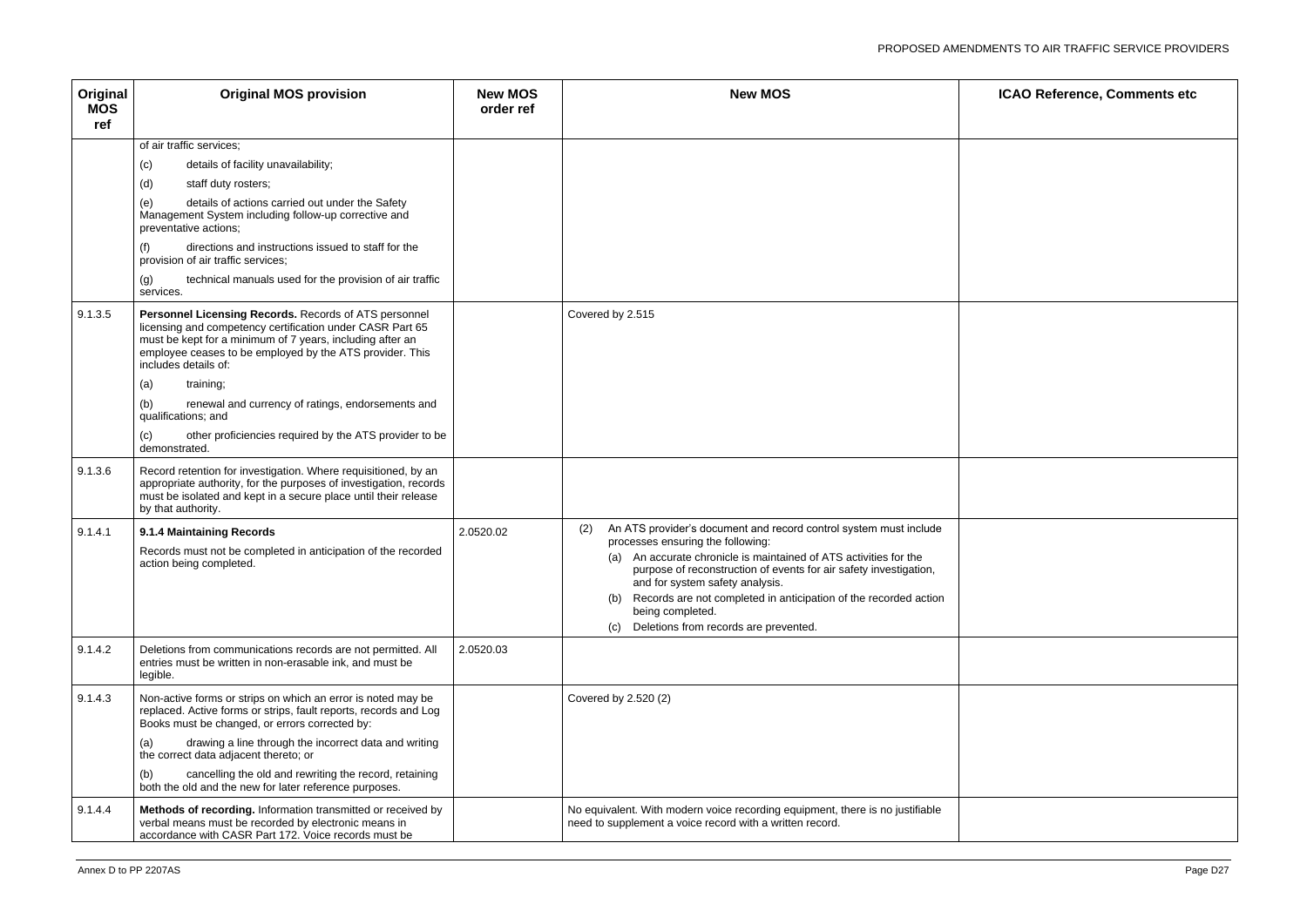| Original MOS ref | Original MOS provision | New MOS order ref | New MOS | ICAO Reference, Comments etc |
|---|---|---|---|---|
| | of air traffic services;<br>(c) details of facility unavailability;<br>(d) staff duty rosters;<br>(e) details of actions carried out under the Safety Management System including follow-up corrective and preventative actions;<br>(f) directions and instructions issued to staff for the provision of air traffic services;<br>(g) technical manuals used for the provision of air traffic services. | | | |
| 9.1.3.5 | **Personnel Licensing Records.** Records of ATS personnel licensing and competency certification under CASR Part 65 must be kept for a minimum of 7 years, including after an employee ceases to be employed by the ATS provider. This includes details of:<br>(a) training;<br>(b) renewal and currency of ratings, endorsements and qualifications; and<br>(c) other proficiencies required by the ATS provider to be demonstrated. | | Covered by 2.515 | |
| 9.1.3.6 | Record retention for investigation. Where requisitioned, by an appropriate authority, for the purposes of investigation, records must be isolated and kept in a secure place until their release by that authority. | | | |
| 9.1.4.1 | **9.1.4 Maintaining Records**<br>Records must not be completed in anticipation of the recorded action being completed. | 2.0520.02 | (2) An ATS provider's document and record control system must include processes ensuring the following:<br>(a) An accurate chronicle is maintained of ATS activities for the purpose of reconstruction of events for air safety investigation, and for system safety analysis.<br>(b) Records are not completed in anticipation of the recorded action being completed.<br>(c) Deletions from records are prevented. | |
| 9.1.4.2 | Deletions from communications records are not permitted. All entries must be written in non-erasable ink, and must be legible. | 2.0520.03 | | |
| 9.1.4.3 | Non-active forms or strips on which an error is noted may be replaced. Active forms or strips, fault reports, records and Log Books must be changed, or errors corrected by:<br>(a) drawing a line through the incorrect data and writing the correct data adjacent thereto; or<br>(b) cancelling the old and rewriting the record, retaining both the old and the new for later reference purposes. | | Covered by 2.520 (2) | |
| 9.1.4.4 | **Methods of recording.** Information transmitted or received by verbal means must be recorded by electronic means in accordance with CASR Part 172. Voice records must be | | No equivalent. With modern voice recording equipment, there is no justifiable need to supplement a voice record with a written record. | |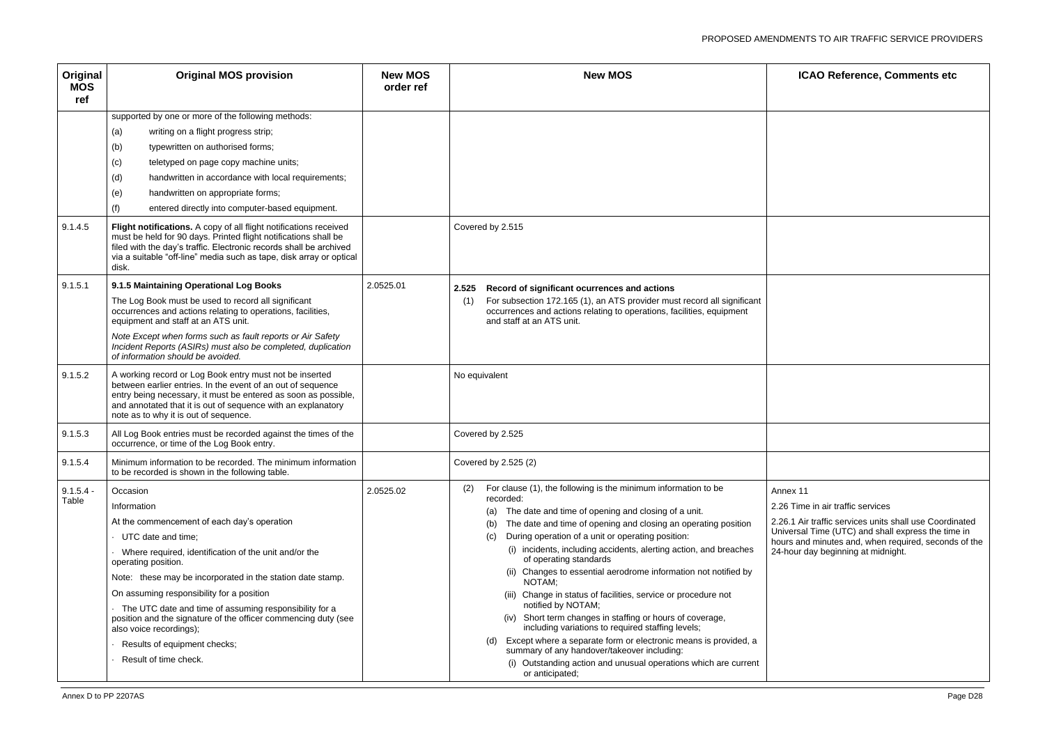| Original MOS ref | Original MOS provision | New MOS order ref | New MOS | ICAO Reference, Comments etc |
|---|---|---|---|---|
| | supported by one or more of the following methods:<br>(a) writing on a flight progress strip;<br>(b) typewritten on authorised forms;<br>(c) teletyped on page copy machine units;<br>(d) handwritten in accordance with local requirements;<br>(e) handwritten on appropriate forms;<br>(f) entered directly into computer-based equipment. | | | |
| 9.1.4.5 | **Flight notifications.** A copy of all flight notifications received must be held for 90 days. Printed flight notifications shall be filed with the day's traffic. Electronic records shall be archived via a suitable "off-line" media such as tape, disk array or optical disk. | | Covered by 2.515 | |
| 9.1.5.1 | **9.1.5 Maintaining Operational Log Books**<br>The Log Book must be used to record all significant occurrences and actions relating to operations, facilities, equipment and staff at an ATS unit.<br>*Note Except when forms such as fault reports or Air Safety Incident Reports (ASIRs) must also be completed, duplication of information should be avoided.* | 2.0525.01 | **2.525 Record of significant ocurrences and actions**<br>(1) For subsection 172.165 (1), an ATS provider must record all significant occurrences and actions relating to operations, facilities, equipment and staff at an ATS unit. | |
| 9.1.5.2 | A working record or Log Book entry must not be inserted between earlier entries. In the event of an out of sequence entry being necessary, it must be entered as soon as possible, and annotated that it is out of sequence with an explanatory note as to why it is out of sequence. | | No equivalent | |
| 9.1.5.3 | All Log Book entries must be recorded against the times of the occurrence, or time of the Log Book entry. | | Covered by 2.525 | |
| 9.1.5.4 | Minimum information to be recorded. The minimum information to be recorded is shown in the following table. | | Covered by 2.525 (2) | |
| 9.1.5.4 - Table | Occasion<br>Information<br>At the commencement of each day's operation<br>· UTC date and time;<br>· Where required, identification of the unit and/or the operating position.<br>Note: these may be incorporated in the station date stamp.<br>On assuming responsibility for a position<br>· The UTC date and time of assuming responsibility for a position and the signature of the officer commencing duty (see also voice recordings);<br>· Results of equipment checks;<br>· Result of time check. | 2.0525.02 | (2) For clause (1), the following is the minimum information to be recorded:<br>(a) The date and time of opening and closing of a unit.<br>(b) The date and time of opening and closing an operating position<br>(c) During operation of a unit or operating position:<br>(i) incidents, including accidents, alerting action, and breaches of operating standards<br>(ii) Changes to essential aerodrome information not notified by NOTAM;<br>(iii) Change in status of facilities, service or procedure not notified by NOTAM;<br>(iv) Short term changes in staffing or hours of coverage, including variations to required staffing levels;<br>(d) Except where a separate form or electronic means is provided, a summary of any handover/takeover including:<br>(i) Outstanding action and unusual operations which are current or anticipated; | Annex 11<br>2.26 Time in air traffic services<br>2.26.1 Air traffic services units shall use Coordinated Universal Time (UTC) and shall express the time in hours and minutes and, when required, seconds of the 24-hour day beginning at midnight. |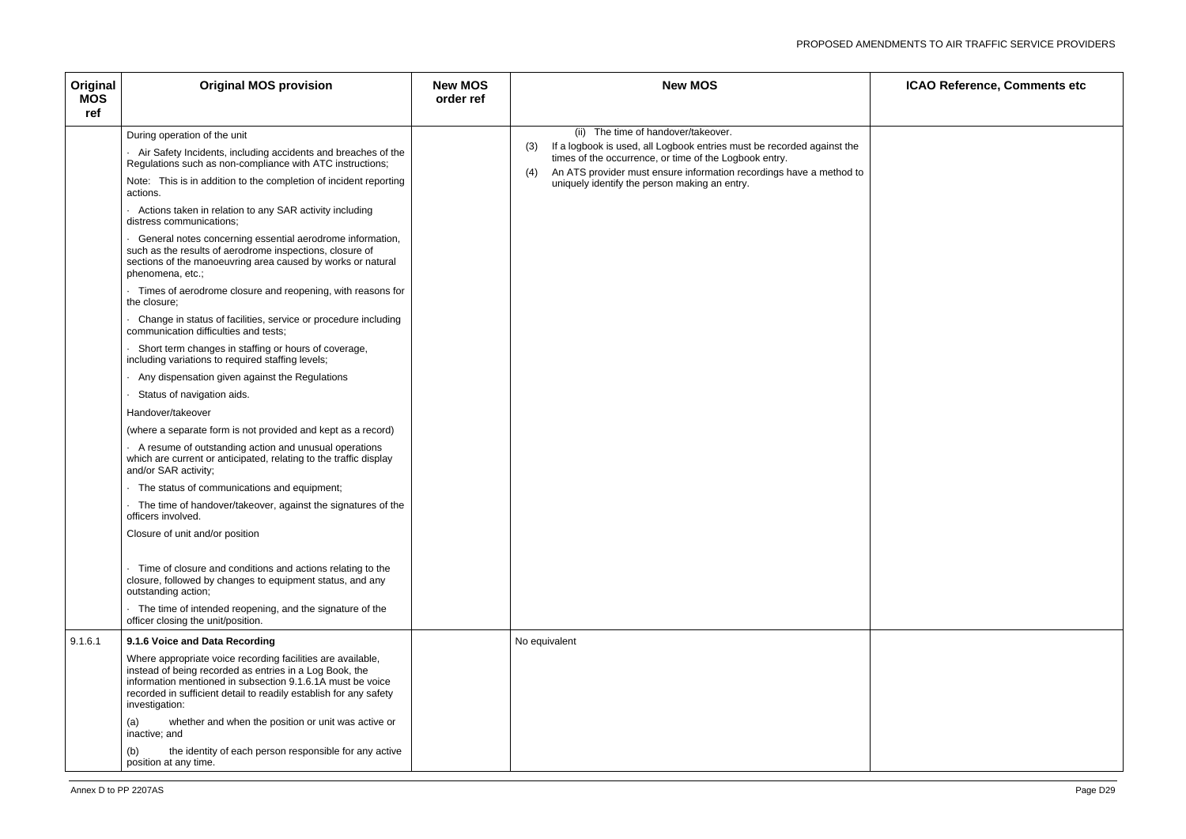| Original MOS ref | Original MOS provision | New MOS order ref | New MOS | ICAO Reference, Comments etc |
|---|---|---|---|---|
| | During operation of the unit<br>· Air Safety Incidents, including accidents and breaches of the Regulations such as non-compliance with ATC instructions;<br>Note: This is in addition to the completion of incident reporting actions.<br>· Actions taken in relation to any SAR activity including distress communications;<br>· General notes concerning essential aerodrome information, such as the results of aerodrome inspections, closure of sections of the manoeuvring area caused by works or natural phenomena, etc.;<br>· Times of aerodrome closure and reopening, with reasons for the closure;<br>· Change in status of facilities, service or procedure including communication difficulties and tests;<br>· Short term changes in staffing or hours of coverage, including variations to required staffing levels;<br>· Any dispensation given against the Regulations<br>· Status of navigation aids.<br>Handover/takeover<br>(where a separate form is not provided and kept as a record)<br>· A resume of outstanding action and unusual operations which are current or anticipated, relating to the traffic display and/or SAR activity;<br>· The status of communications and equipment;<br>· The time of handover/takeover, against the signatures of the officers involved.<br>Closure of unit and/or position<br>· Time of closure and conditions and actions relating to the closure, followed by changes to equipment status, and any outstanding action;<br>· The time of intended reopening, and the signature of the officer closing the unit/position. | | (ii) The time of handover/takeover.<br>(3) If a logbook is used, all Logbook entries must be recorded against the times of the occurrence, or time of the Logbook entry.<br>(4) An ATS provider must ensure information recordings have a method to uniquely identify the person making an entry. | |
| 9.1.6.1 | **9.1.6 Voice and Data Recording**<br>Where appropriate voice recording facilities are available, instead of being recorded as entries in a Log Book, the information mentioned in subsection 9.1.6.1A must be voice recorded in sufficient detail to readily establish for any safety investigation:<br>(a) whether and when the position or unit was active or inactive; and<br>(b) the identity of each person responsible for any active position at any time. | | No equivalent | |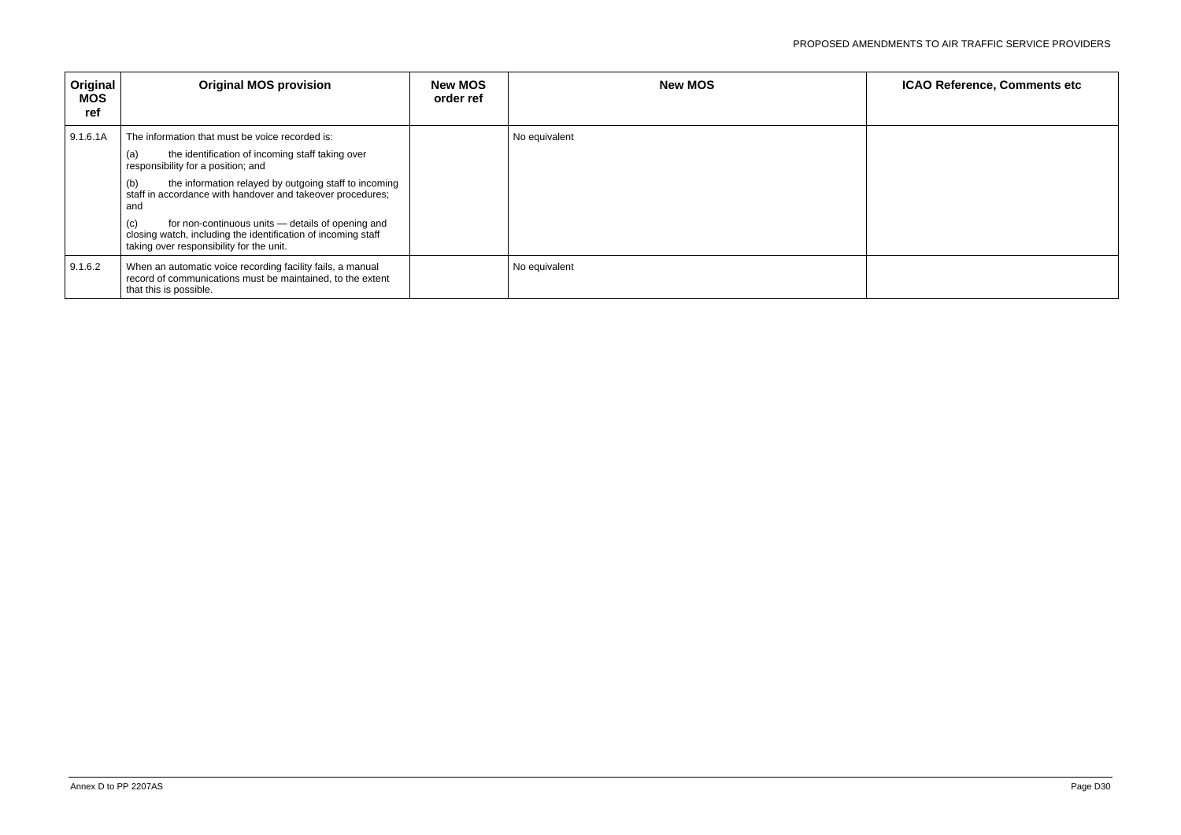| Original MOS ref | Original MOS provision | New MOS order ref | New MOS | ICAO Reference, Comments etc |
|---|---|---|---|---|
| 9.1.6.1A | The information that must be voice recorded is:<br><br>(a) the identification of incoming staff taking over responsibility for a position; and<br><br>(b) the information relayed by outgoing staff to incoming staff in accordance with handover and takeover procedures; and<br><br>(c) for non-continuous units — details of opening and closing watch, including the identification of incoming staff taking over responsibility for the unit. | | No equivalent | |
| 9.1.6.2 | When an automatic voice recording facility fails, a manual record of communications must be maintained, to the extent that this is possible. | | No equivalent | |